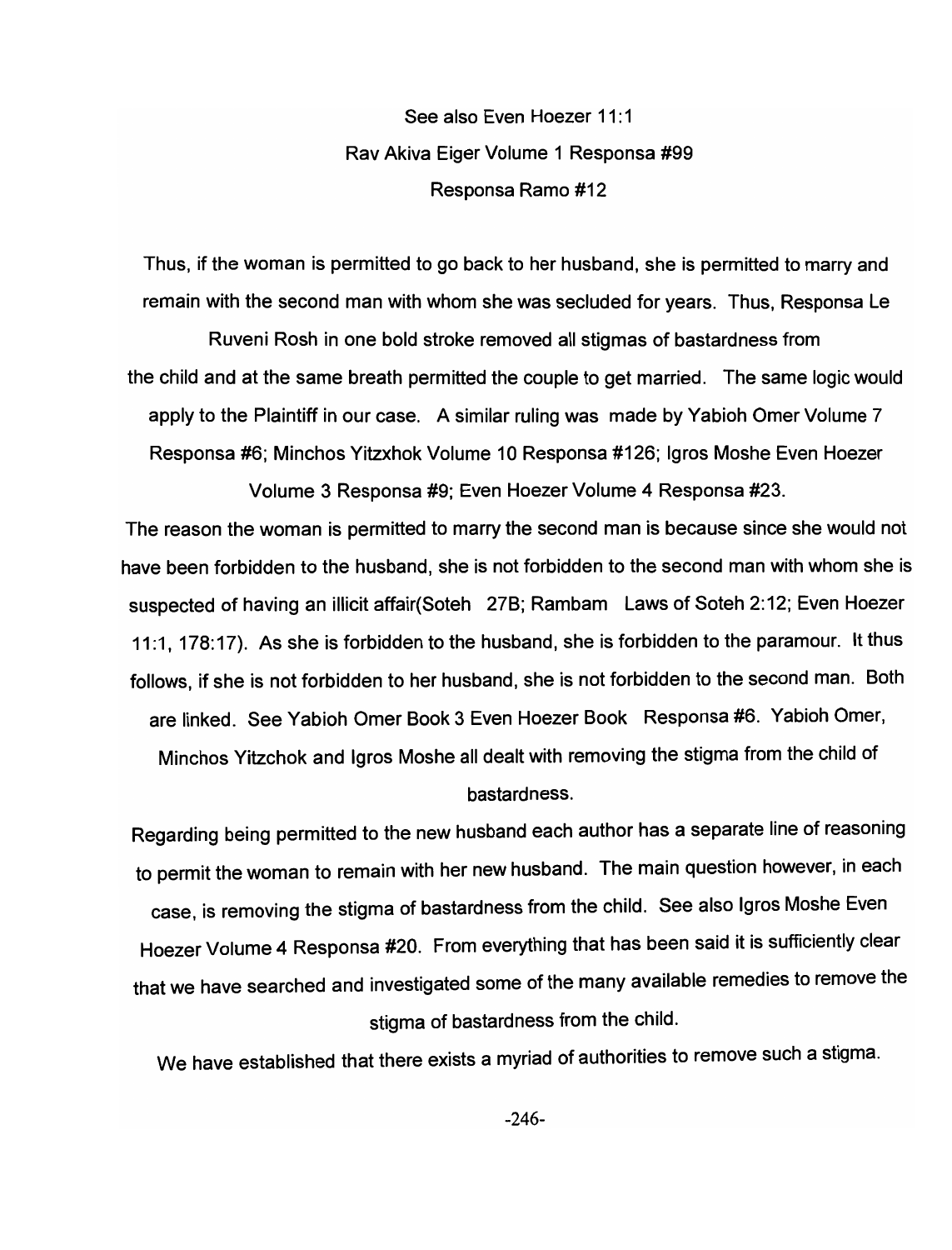See also Even Hoezer 11:1
Rav Akiva Eiger Volume 1 Responsa #99
Responsa Ramo #12

Thus, if the woman is permitted to go back to her husband, she is permitted to marry and remain with the second man with whom she was secluded for years. Thus, Responsa Le Ruveni Rosh in one bold stroke removed all stigmas of bastardness from the child and at the same breath permitted the couple to get married. The same logic would apply to the Plaintiff in our case. A similar ruling was made by Yabioh Omer Volume 7 Responsa #6; Minchos Yitzxhok Volume 10 Responsa #126; Igros Moshe Even Hoezer Volume 3 Responsa #9; Even Hoezer Volume 4 Responsa #23.

The reason the woman is permitted to marry the second man is because since she would not have been forbidden to the husband, she is not forbidden to the second man with whom she is suspected of having an illicit affair(Soteh 27B; Rambam Laws of Soteh 2:12; Even Hoezer 11:1, 178:17). As she is forbidden to the husband, she is forbidden to the paramour. It thus follows, if she is not forbidden to her husband, she is not forbidden to the second man. Both are linked. See Yabioh Omer Book 3 Even Hoezer Book Responsa #6. Yabioh Omer, Minchos Yitzchok and Igros Moshe all dealt with removing the stigma from the child of bastardness.

Regarding being permitted to the new husband each author has a separate line of reasoning to permit the woman to remain with her new husband. The main question however, in each case, is removing the stigma of bastardness from the child. See also Igros Moshe Even Hoezer Volume 4 Responsa #20. From everything that has been said it is sufficiently clear that we have searched and investigated some of the many available remedies to remove the stigma of bastardness from the child.

We have established that there exists a myriad of authorities to remove such a stigma.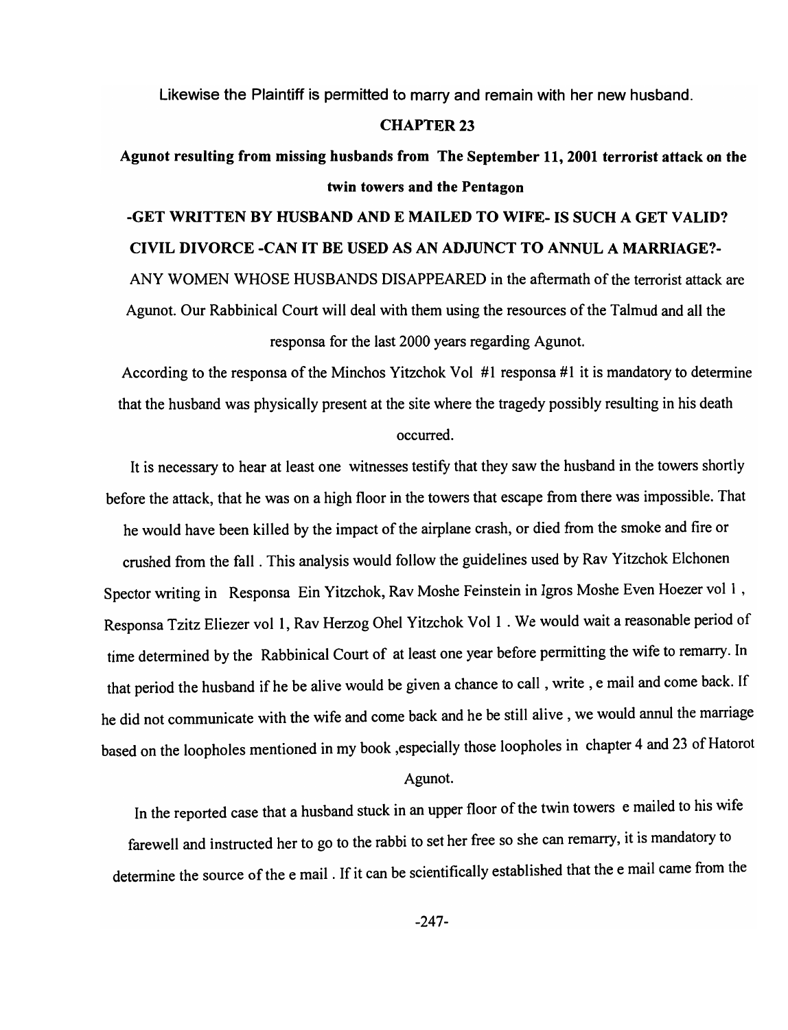Likewise the Plaintiff is permitted to marry and remain with her new husband.

## CHAPTER 23

### Agunot resulting from missing husbands from The September 11, 2001 terrorist attack on the twin towers and the Pentagon

### -GET WRITTEN BY HUSBAND AND E MAILED TO WIFE- IS SUCH A GET VALID? CIVIL DIVORCE -CAN IT BE USED AS AN ADJUNCT TO ANNUL A MARRIAGE?-

ANY WOMEN WHOSE HUSBANDS DISAPPEARED in the aftermath of the terrorist attack are Agunot. Our Rabbinical Court will deal with them using the resources of the Talmud and all the responsa for the last 2000 years regarding Agunot.

According to the responsa of the Minchos Yitzchok Vol #1 responsa #1 it is mandatory to determine that the husband was physically present at the site where the tragedy possibly resulting in his death occurred.

It is necessary to hear at least one witnesses testify that they saw the husband in the towers shortly before the attack, that he was on a high floor in the towers that escape from there was impossible. That he would have been killed by the impact of the airplane crash, or died from the smoke and fire or crushed from the fall . This analysis would follow the guidelines used by Rav Yitzchok Elchonen Spector writing in Responsa Ein Yitzchok, Rav Moshe Feinstein in Igros Moshe Even Hoezer vol 1 , Responsa Tzitz Eliezer vol 1, Rav Herzog Ohel Yitzchok Vol 1 . We would wait a reasonable period of time determined by the Rabbinical Court of at least one year before permitting the wife to remarry. In that period the husband if he be alive would be given a chance to call , write , e mail and come back. If he did not communicate with the wife and come back and he be still alive , we would annul the marriage based on the loopholes mentioned in my book ,especially those loopholes in chapter 4 and 23 of Hatorot Agunot.

In the reported case that a husband stuck in an upper floor of the twin towers e mailed to his wife farewell and instructed her to go to the rabbi to set her free so she can remarry, it is mandatory to determine the source of the e mail . If it can be scientifically established that the e mail came from the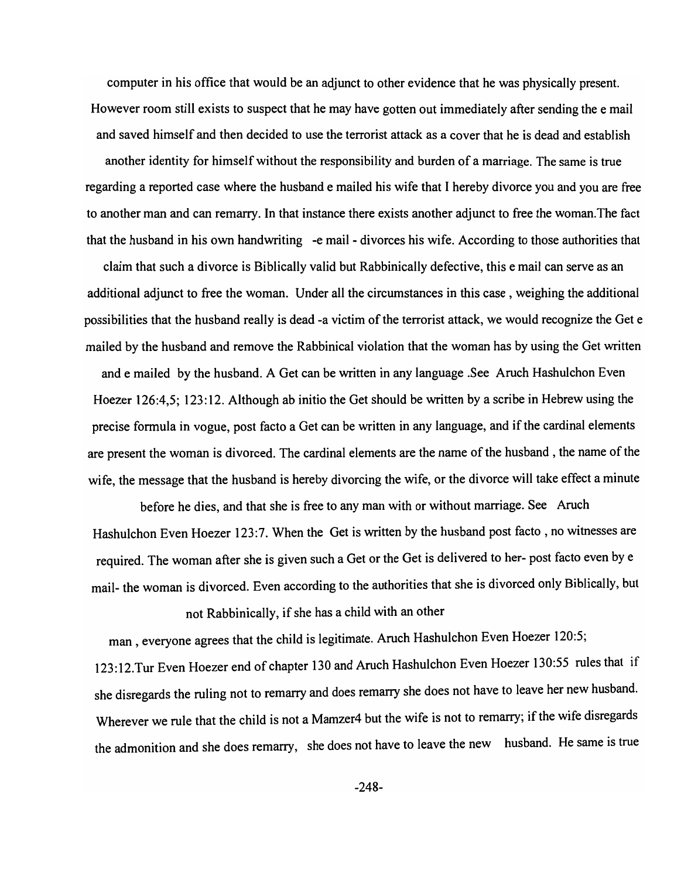computer in his office that would be an adjunct to other evidence that he was physically present. However room still exists to suspect that he may have gotten out immediately after sending the e mail and saved himself and then decided to use the terrorist attack as a cover that he is dead and establish another identity for himself without the responsibility and burden of a marriage. The same is true regarding a reported case where the husband e mailed his wife that I hereby divorce you and you are free to another man and can remarry. In that instance there exists another adjunct to free the woman.The fact that the husband in his own handwriting -e mail - divorces his wife. According to those authorities that claim that such a divorce is Biblically valid but Rabbinically defective, this e mail can serve as an additional adjunct to free the woman. Under all the circumstances in this case , weighing the additional possibilities that the husband really is dead -a victim of the terrorist attack, we would recognize the Get e mailed by the husband and remove the Rabbinical violation that the woman has by using the Get written and e mailed by the husband. A Get can be written in any language .See Aruch Hashulchon Even Hoezer 126:4,5; 123:12. Although ab initio the Get should be written by a scribe in Hebrew using the precise formula in vogue, post facto a Get can be written in any language, and if the cardinal elements are present the woman is divorced. The cardinal elements are the name of the husband , the name of the wife, the message that the husband is hereby divorcing the wife, or the divorce will take effect a minute before he dies, and that she is free to any man with or without marriage. See Aruch Hashulchon Even Hoezer 123:7. When the Get is written by the husband post facto , no witnesses are required. The woman after she is given such a Get or the Get is delivered to her- post facto even by e mail- the woman is divorced. Even according to the authorities that she is divorced only Biblically, but not Rabbinically, if she has a child with an other man , everyone agrees that the child is legitimate. Aruch Hashulchon Even Hoezer 120:5; 123:12.Tur Even Hoezer end of chapter 130 and Aruch Hashulchon Even Hoezer 130:55 rules that if she disregards the ruling not to remarry and does remarry she does not have to leave her new husband. Wherever we rule that the child is not a Mamzer[4] but the wife is not to remarry; if the wife disregards the admonition and she does remarry, she does not have to leave the new husband. He same is true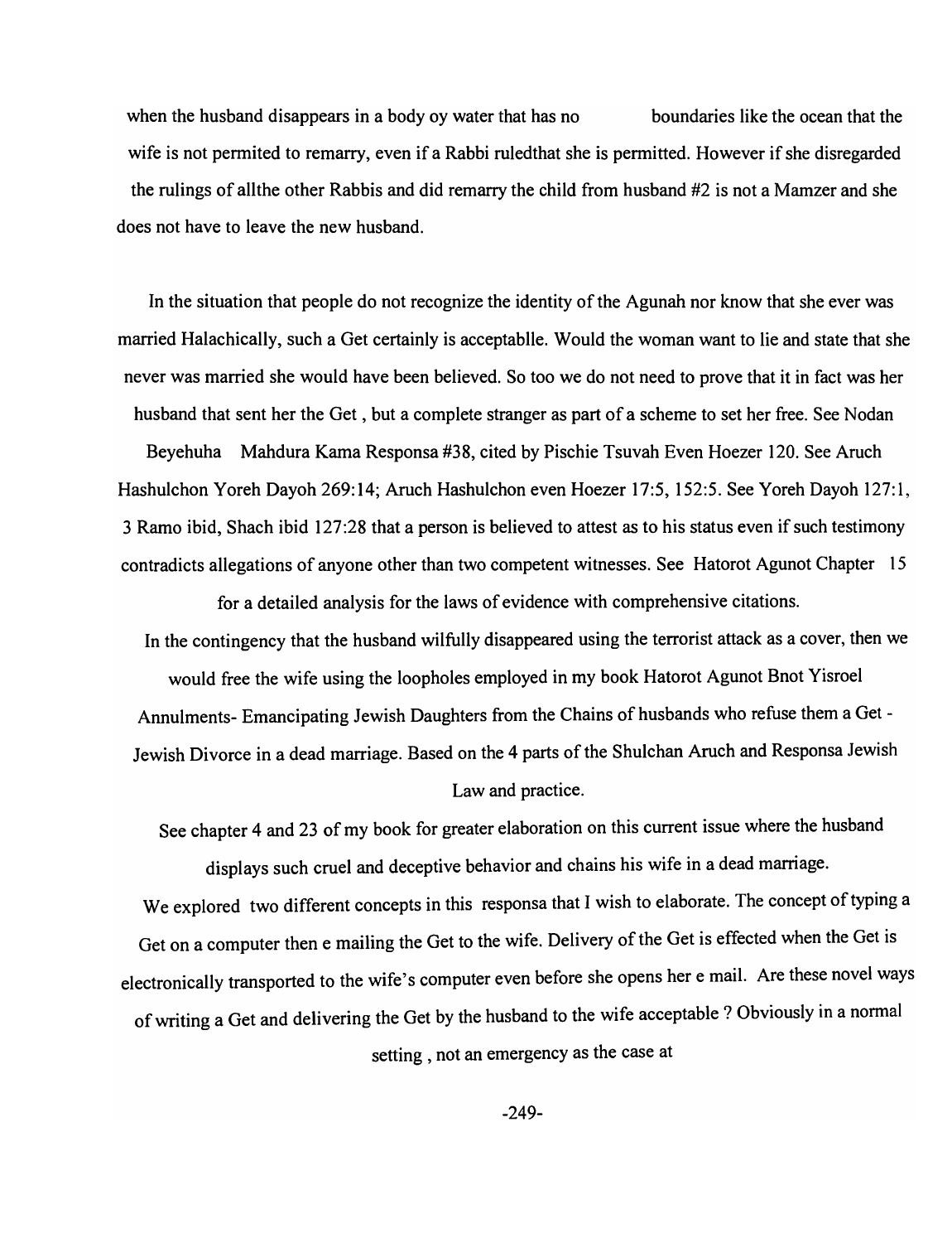when the husband disappears in a body oy water that has no boundaries like the ocean that the wife is not permited to remarry, even if a Rabbi ruledthat she is permitted. However if she disregarded the rulings of allthe other Rabbis and did remarry the child from husband #2 is not a Mamzer and she does not have to leave the new husband.

In the situation that people do not recognize the identity of the Agunah nor know that she ever was married Halachically, such a Get certainly is acceptablle. Would the woman want to lie and state that she never was married she would have been believed. So too we do not need to prove that it in fact was her husband that sent her the Get , but a complete stranger as part of a scheme to set her free. See Nodan Beyehuha Mahdura Kama Responsa #38, cited by Pischie Tsuvah Even Hoezer 120. See Aruch Hashulchon Yoreh Dayoh 269:14; Aruch Hashulchon even Hoezer 17:5, 152:5. See Yoreh Dayoh 127:1, 3 Ramo ibid, Shach ibid 127:28 that a person is believed to attest as to his status even if such testimony contradicts allegations of anyone other than two competent witnesses. See Hatorot Agunot Chapter 15 for a detailed analysis for the laws of evidence with comprehensive citations.

In the contingency that the husband wilfully disappeared using the terrorist attack as a cover, then we would free the wife using the loopholes employed in my book Hatorot Agunot Bnot Yisroel Annulments- Emancipating Jewish Daughters from the Chains of husbands who refuse them a Get - Jewish Divorce in a dead marriage. Based on the 4 parts of the Shulchan Aruch and Responsa Jewish Law and practice.

See chapter 4 and 23 of my book for greater elaboration on this current issue where the husband displays such cruel and deceptive behavior and chains his wife in a dead marriage.

We explored two different concepts in this responsa that I wish to elaborate. The concept of typing a Get on a computer then e mailing the Get to the wife. Delivery of the Get is effected when the Get is electronically transported to the wife's computer even before she opens her e mail. Are these novel ways of writing a Get and delivering the Get by the husband to the wife acceptable ? Obviously in a normal setting , not an emergency as the case at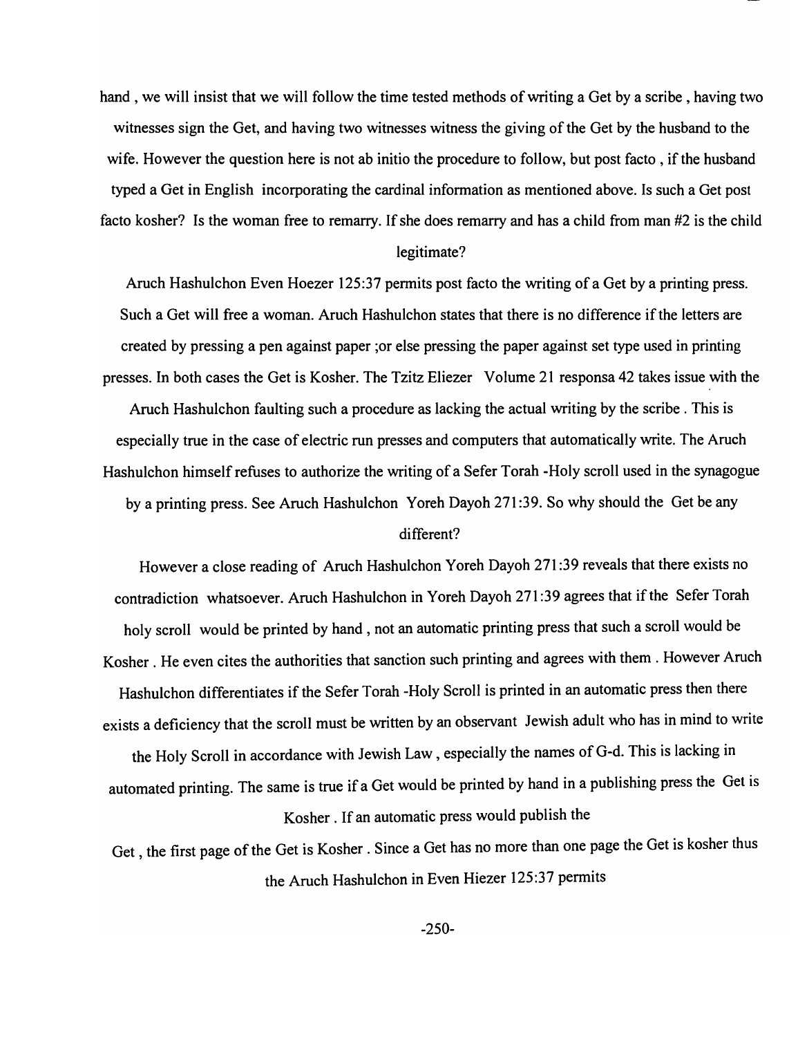hand , we will insist that we will follow the time tested methods of writing a Get by a scribe , having two witnesses sign the Get, and having two witnesses witness the giving of the Get by the husband to the wife. However the question here is not ab initio the procedure to follow, but post facto , if the husband typed a Get in English incorporating the cardinal information as mentioned above. Is such a Get post facto kosher? Is the woman free to remarry. If she does remarry and has a child from man #2 is the child legitimate?

Aruch Hashulchon Even Hoezer 125:37 permits post facto the writing of a Get by a printing press. Such a Get will free a woman. Aruch Hashulchon states that there is no difference if the letters are created by pressing a pen against paper ;or else pressing the paper against set type used in printing presses. In both cases the Get is Kosher. The Tzitz Eliezer Volume 21 responsa 42 takes issue with the Aruch Hashulchon faulting such a procedure as lacking the actual writing by the scribe . This is especially true in the case of electric run presses and computers that automatically write. The Aruch Hashulchon himself refuses to authorize the writing of a Sefer Torah -Holy scroll used in the synagogue by a printing press. See Aruch Hashulchon Yoreh Dayoh 271:39. So why should the Get be any different?

However a close reading of Aruch Hashulchon Yoreh Dayoh 271:39 reveals that there exists no contradiction whatsoever. Aruch Hashulchon in Yoreh Dayoh 271:39 agrees that if the Sefer Torah holy scroll would be printed by hand , not an automatic printing press that such a scroll would be Kosher . He even cites the authorities that sanction such printing and agrees with them . However Aruch Hashulchon differentiates if the Sefer Torah -Holy Scroll is printed in an automatic press then there exists a deficiency that the scroll must be written by an observant Jewish adult who has in mind to write the Holy Scroll in accordance with Jewish Law , especially the names of G-d. This is lacking in automated printing. The same is true if a Get would be printed by hand in a publishing press the Get is Kosher . If an automatic press would publish the Get , the first page of the Get is Kosher . Since a Get has no more than one page the Get is kosher thus the Aruch Hashulchon in Even Hiezer 125:37 permits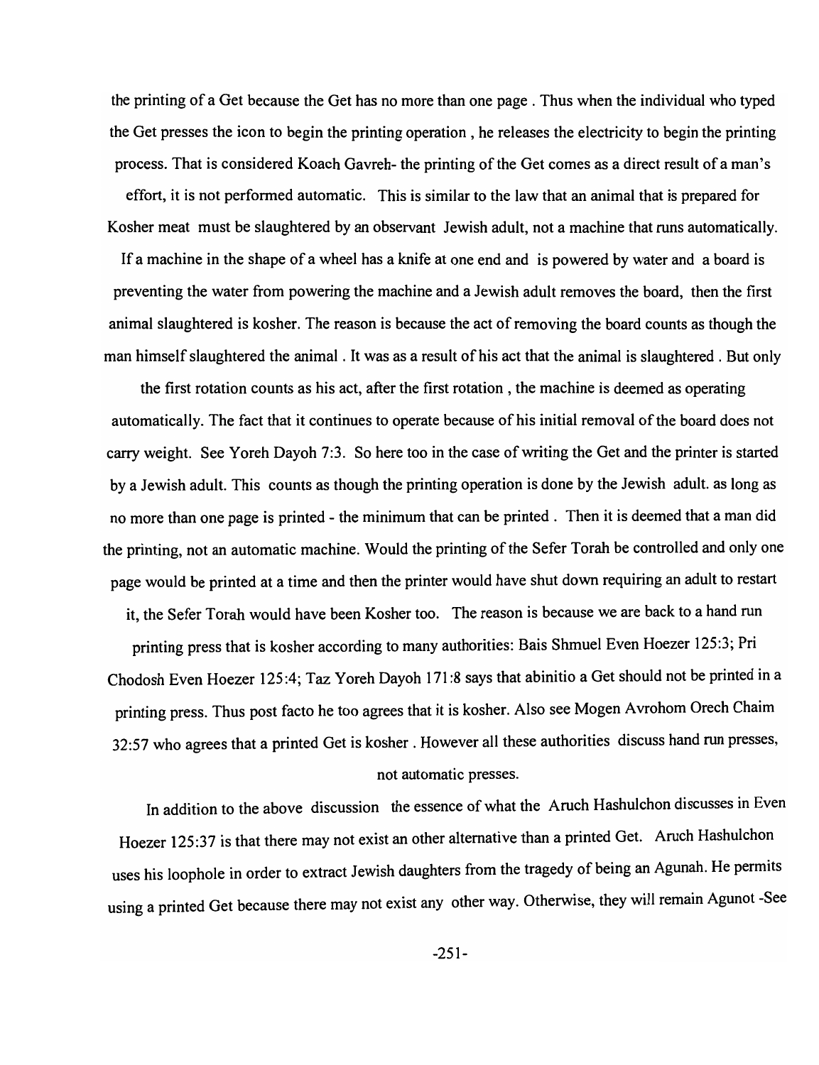the printing of a Get because the Get has no more than one page . Thus when the individual who typed the Get presses the icon to begin the printing operation , he releases the electricity to begin the printing process. That is considered Koach Gavreh- the printing of the Get comes as a direct result of a man's effort, it is not performed automatic. This is similar to the law that an animal that is prepared for Kosher meat must be slaughtered by an observant Jewish adult, not a machine that runs automatically. If a machine in the shape of a wheel has a knife at one end and is powered by water and a board is preventing the water from powering the machine and a Jewish adult removes the board, then the first animal slaughtered is kosher. The reason is because the act of removing the board counts as though the man himself slaughtered the animal . It was as a result of his act that the animal is slaughtered . But only the first rotation counts as his act, after the first rotation , the machine is deemed as operating automatically. The fact that it continues to operate because of his initial removal of the board does not carry weight. See Yoreh Dayoh 7:3. So here too in the case of writing the Get and the printer is started by a Jewish adult. This counts as though the printing operation is done by the Jewish adult. as long as no more than one page is printed - the minimum that can be printed . Then it is deemed that a man did the printing, not an automatic machine. Would the printing of the Sefer Torah be controlled and only one page would be printed at a time and then the printer would have shut down requiring an adult to restart it, the Sefer Torah would have been Kosher too. The reason is because we are back to a hand run printing press that is kosher according to many authorities: Bais Shmuel Even Hoezer 125:3; Pri Chodosh Even Hoezer 125:4; Taz Yoreh Dayoh 171:8 says that abinitio a Get should not be printed in a printing press. Thus post facto he too agrees that it is kosher. Also see Mogen Avrohom Orech Chaim 32:57 who agrees that a printed Get is kosher . However all these authorities discuss hand run presses, not automatic presses.

In addition to the above discussion the essence of what the Aruch Hashulchon discusses in Even Hoezer 125:37 is that there may not exist an other alternative than a printed Get. Aruch Hashulchon uses his loophole in order to extract Jewish daughters from the tragedy of being an Agunah. He permits using a printed Get because there may not exist any other way. Otherwise, they will remain Agunot -See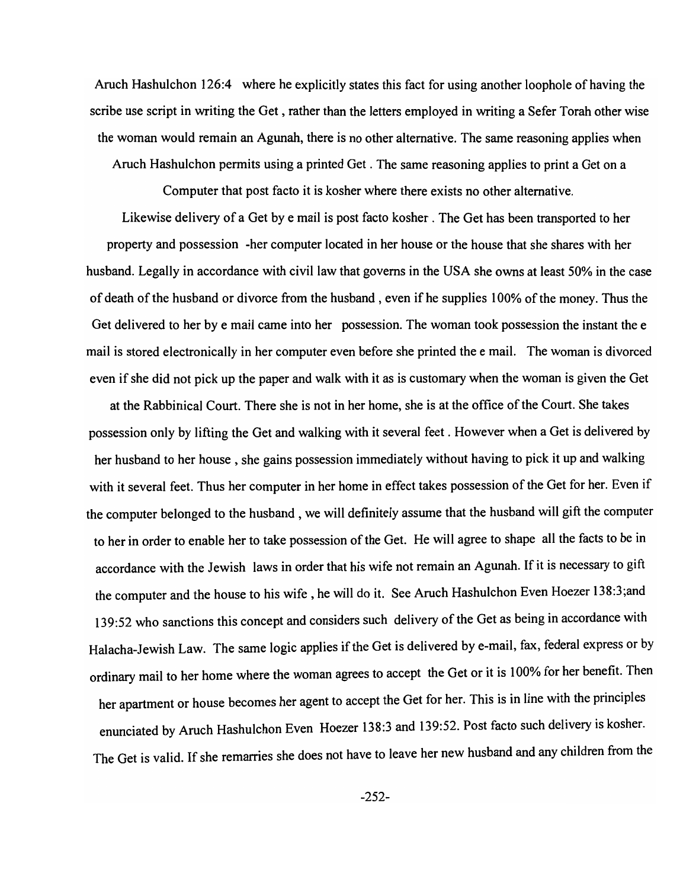Aruch Hashulchon 126:4 where he explicitly states this fact for using another loophole of having the scribe use script in writing the Get , rather than the letters employed in writing a Sefer Torah other wise the woman would remain an Agunah, there is no other alternative. The same reasoning applies when Aruch Hashulchon permits using a printed Get . The same reasoning applies to print a Get on a Computer that post facto it is kosher where there exists no other alternative.

Likewise delivery of a Get by e mail is post facto kosher . The Get has been transported to her property and possession -her computer located in her house or the house that she shares with her husband. Legally in accordance with civil law that governs in the USA she owns at least 50% in the case of death of the husband or divorce from the husband , even if he supplies 100% of the money. Thus the Get delivered to her by e mail came into her possession. The woman took possession the instant the e mail is stored electronically in her computer even before she printed the e mail. The woman is divorced even if she did not pick up the paper and walk with it as is customary when the woman is given the Get at the Rabbinical Court. There she is not in her home, she is at the office of the Court. She takes possession only by lifting the Get and walking with it several feet . However when a Get is delivered by her husband to her house , she gains possession immediately without having to pick it up and walking with it several feet. Thus her computer in her home in effect takes possession of the Get for her. Even if the computer belonged to the husband , we will definitely assume that the husband will gift the computer to her in order to enable her to take possession of the Get. He will agree to shape all the facts to be in accordance with the Jewish laws in order that his wife not remain an Agunah. If it is necessary to gift the computer and the house to his wife , he will do it. See Aruch Hashulchon Even Hoezer 138:3;and 139:52 who sanctions this concept and considers such delivery of the Get as being in accordance with Halacha-Jewish Law. The same logic applies if the Get is delivered by e-mail, fax, federal express or by ordinary mail to her home where the woman agrees to accept the Get or it is 100% for her benefit. Then her apartment or house becomes her agent to accept the Get for her. This is in line with the principles enunciated by Aruch Hashulchon Even Hoezer 138:3 and 139:52. Post facto such delivery is kosher. The Get is valid. If she remarries she does not have to leave her new husband and any children from the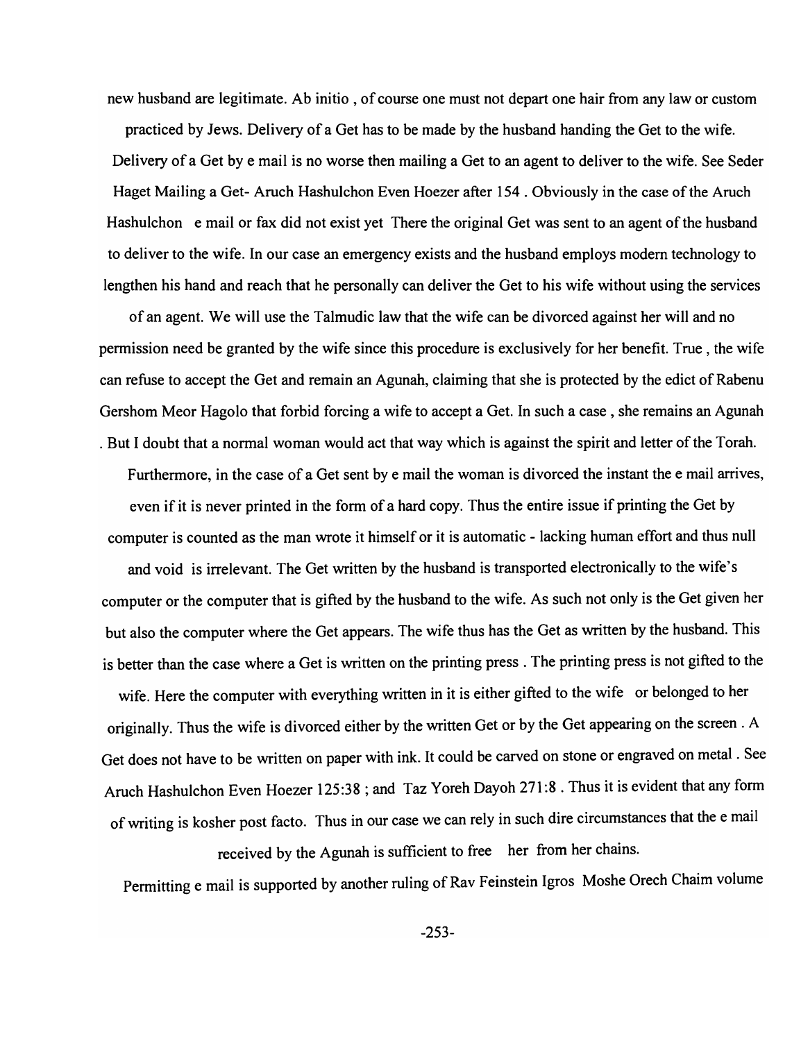new husband are legitimate. Ab initio , of course one must not depart one hair from any law or custom practiced by Jews. Delivery of a Get has to be made by the husband handing the Get to the wife. Delivery of a Get by e mail is no worse then mailing a Get to an agent to deliver to the wife. See Seder Haget Mailing a Get- Aruch Hashulchon Even Hoezer after 154 . Obviously in the case of the Aruch Hashulchon e mail or fax did not exist yet There the original Get was sent to an agent of the husband to deliver to the wife. In our case an emergency exists and the husband employs modern technology to lengthen his hand and reach that he personally can deliver the Get to his wife without using the services of an agent. We will use the Talmudic law that the wife can be divorced against her will and no permission need be granted by the wife since this procedure is exclusively for her benefit. True , the wife can refuse to accept the Get and remain an Agunah, claiming that she is protected by the edict of Rabenu Gershom Meor Hagolo that forbid forcing a wife to accept a Get. In such a case , she remains an Agunah . But I doubt that a normal woman would act that way which is against the spirit and letter of the Torah.

Furthermore, in the case of a Get sent by e mail the woman is divorced the instant the e mail arrives, even if it is never printed in the form of a hard copy. Thus the entire issue if printing the Get by computer is counted as the man wrote it himself or it is automatic - lacking human effort and thus null and void is irrelevant. The Get written by the husband is transported electronically to the wife's computer or the computer that is gifted by the husband to the wife. As such not only is the Get given her but also the computer where the Get appears. The wife thus has the Get as written by the husband. This is better than the case where a Get is written on the printing press . The printing press is not gifted to the wife. Here the computer with everything written in it is either gifted to the wife or belonged to her originally. Thus the wife is divorced either by the written Get or by the Get appearing on the screen . A Get does not have to be written on paper with ink. It could be carved on stone or engraved on metal . See Aruch Hashulchon Even Hoezer 125:38 ; and Taz Yoreh Dayoh 271:8 . Thus it is evident that any form of writing is kosher post facto. Thus in our case we can rely in such dire circumstances that the e mail received by the Agunah is sufficient to free her from her chains.

Permitting e mail is supported by another ruling of Rav Feinstein Igros Moshe Orech Chaim volume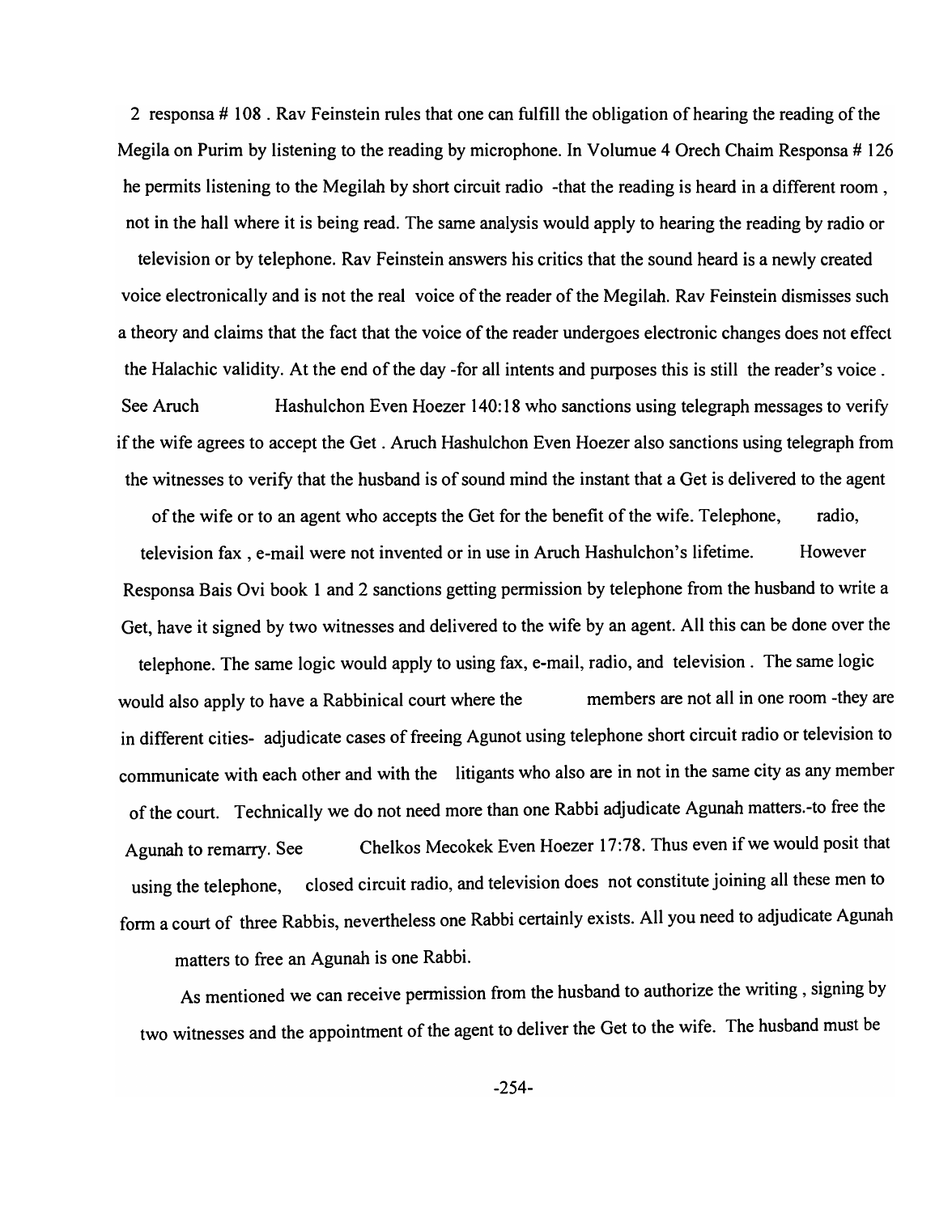2 responsa # 108 . Rav Feinstein rules that one can fulfill the obligation of hearing the reading of the Megila on Purim by listening to the reading by microphone. In Volumue 4 Orech Chaim Responsa # 126 he permits listening to the Megilah by short circuit radio -that the reading is heard in a different room , not in the hall where it is being read. The same analysis would apply to hearing the reading by radio or television or by telephone. Rav Feinstein answers his critics that the sound heard is a newly created voice electronically and is not the real voice of the reader of the Megilah. Rav Feinstein dismisses such a theory and claims that the fact that the voice of the reader undergoes electronic changes does not effect the Halachic validity. At the end of the day -for all intents and purposes this is still the reader's voice . See Aruch Hashulchon Even Hoezer 140:18 who sanctions using telegraph messages to verify if the wife agrees to accept the Get . Aruch Hashulchon Even Hoezer also sanctions using telegraph from the witnesses to verify that the husband is of sound mind the instant that a Get is delivered to the agent of the wife or to an agent who accepts the Get for the benefit of the wife. Telephone, radio, television fax , e-mail were not invented or in use in Aruch Hashulchon's lifetime. However Responsa Bais Ovi book 1 and 2 sanctions getting permission by telephone from the husband to write a Get, have it signed by two witnesses and delivered to the wife by an agent. All this can be done over the telephone. The same logic would apply to using fax, e-mail, radio, and television . The same logic would also apply to have a Rabbinical court where the members are not all in one room -they are in different cities- adjudicate cases of freeing Agunot using telephone short circuit radio or television to communicate with each other and with the litigants who also are in not in the same city as any member of the court. Technically we do not need more than one Rabbi adjudicate Agunah matters.-to free the Agunah to remarry. See Chelkos Mecokek Even Hoezer 17:78. Thus even if we would posit that using the telephone, closed circuit radio, and television does not constitute joining all these men to form a court of three Rabbis, nevertheless one Rabbi certainly exists. All you need to adjudicate Agunah matters to free an Agunah is one Rabbi.

As mentioned we can receive permission from the husband to authorize the writing , signing by two witnesses and the appointment of the agent to deliver the Get to the wife. The husband must be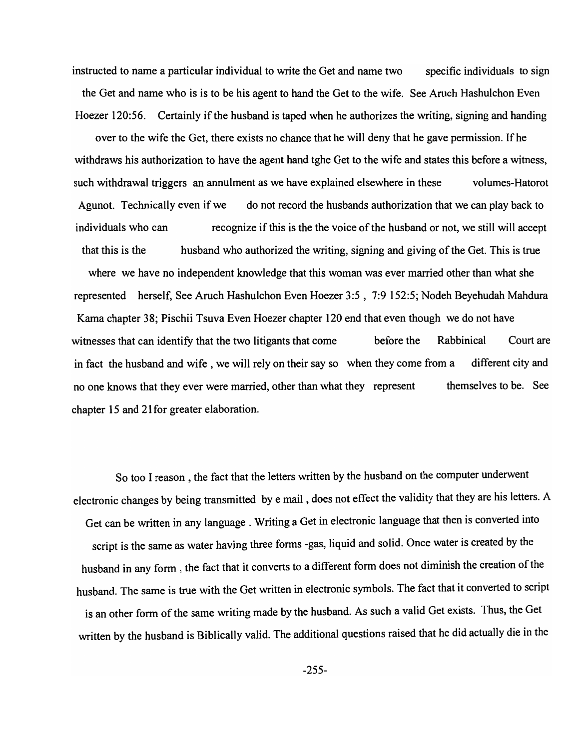instructed to name a particular individual to write the Get and name two specific individuals to sign the Get and name who is is to be his agent to hand the Get to the wife. See Aruch Hashulchon Even Hoezer 120:56. Certainly if the husband is taped when he authorizes the writing, signing and handing over to the wife the Get, there exists no chance that he will deny that he gave permission. If he withdraws his authorization to have the agent hand tghe Get to the wife and states this before a witness, such withdrawal triggers an annulment as we have explained elsewhere in these volumes-Hatorot Agunot. Technically even if we do not record the husbands authorization that we can play back to individuals who can recognize if this is the the voice of the husband or not, we still will accept that this is the husband who authorized the writing, signing and giving of the Get. This is true where we have no independent knowledge that this woman was ever married other than what she represented herself, See Aruch Hashulchon Even Hoezer 3:5 , 7:9 152:5; Nodeh Beyehudah Mahdura Kama chapter 38; Pischii Tsuva Even Hoezer chapter 120 end that even though we do not have witnesses that can identify that the two litigants that come before the Rabbinical Court are in fact the husband and wife , we will rely on their say so when they come from a different city and no one knows that they ever were married, other than what they represent themselves to be. See chapter 15 and 21for greater elaboration.

So too I reason , the fact that the letters written by the husband on the computer underwent electronic changes by being transmitted by e mail , does not effect the validity that they are his letters. A Get can be written in any language . Writing a Get in electronic language that then is converted into script is the same as water having three forms -gas, liquid and solid. Once water is created by the husband in any form , the fact that it converts to a different form does not diminish the creation of the husband. The same is true with the Get written in electronic symbols. The fact that it converted to script is an other form of the same writing made by the husband. As such a valid Get exists. Thus, the Get written by the husband is Biblically valid. The additional questions raised that he did actually die in the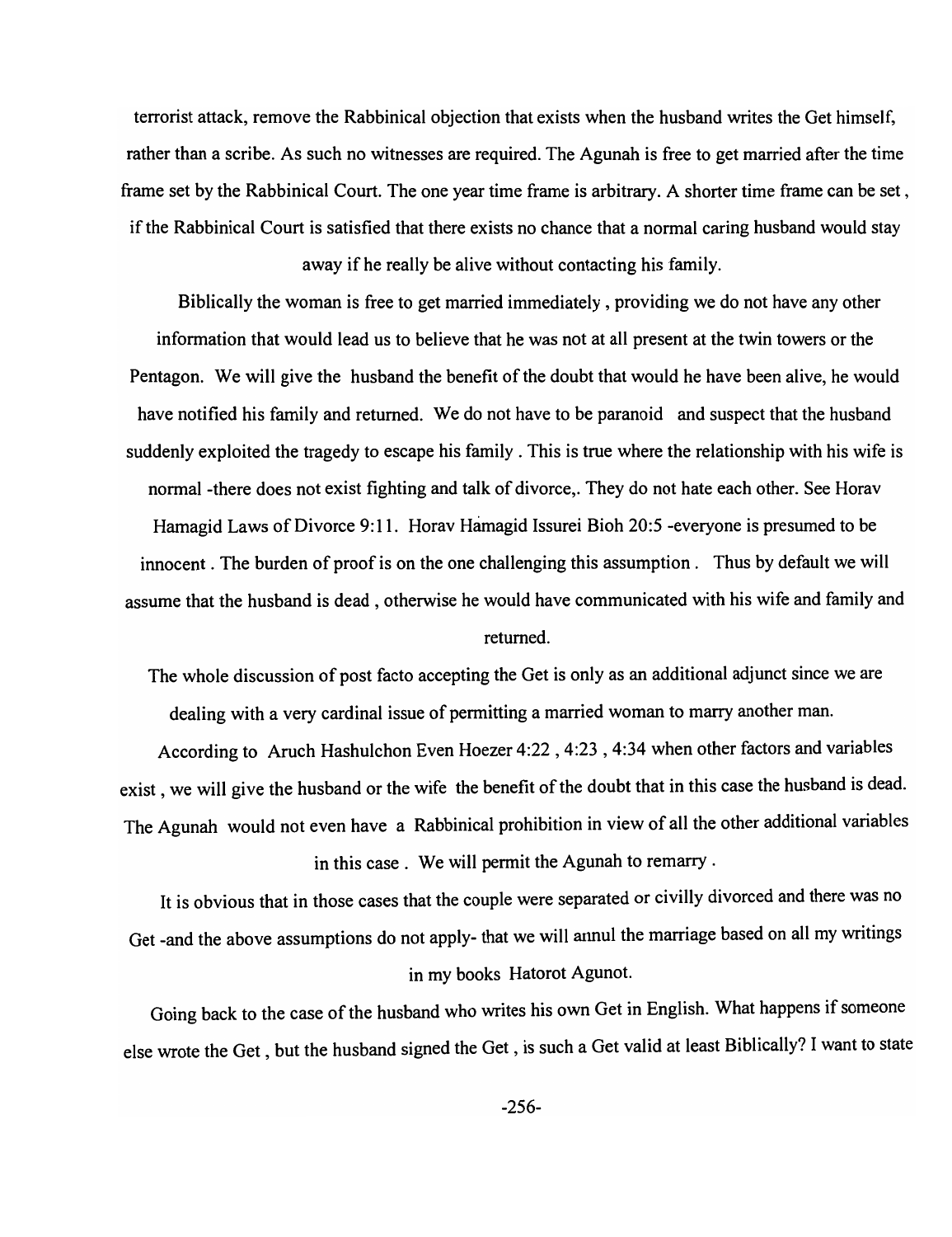terrorist attack, remove the Rabbinical objection that exists when the husband writes the Get himself, rather than a scribe. As such no witnesses are required. The Agunah is free to get married after the time frame set by the Rabbinical Court. The one year time frame is arbitrary. A shorter time frame can be set , if the Rabbinical Court is satisfied that there exists no chance that a normal caring husband would stay away if he really be alive without contacting his family.

Biblically the woman is free to get married immediately , providing we do not have any other information that would lead us to believe that he was not at all present at the twin towers or the Pentagon. We will give the husband the benefit of the doubt that would he have been alive, he would have notified his family and returned. We do not have to be paranoid and suspect that the husband suddenly exploited the tragedy to escape his family . This is true where the relationship with his wife is normal -there does not exist fighting and talk of divorce,. They do not hate each other. See Horav Hamagid Laws of Divorce 9:11. Horav Hamagid Issurei Bioh 20:5 -everyone is presumed to be innocent . The burden of proof is on the one challenging this assumption . Thus by default we will assume that the husband is dead , otherwise he would have communicated with his wife and family and returned.

The whole discussion of post facto accepting the Get is only as an additional adjunct since we are dealing with a very cardinal issue of permitting a married woman to marry another man.

According to Aruch Hashulchon Even Hoezer 4:22 , 4:23 , 4:34 when other factors and variables exist , we will give the husband or the wife the benefit of the doubt that in this case the husband is dead. The Agunah would not even have a Rabbinical prohibition in view of all the other additional variables in this case . We will permit the Agunah to remarry .

It is obvious that in those cases that the couple were separated or civilly divorced and there was no Get -and the above assumptions do not apply- that we will annul the marriage based on all my writings in my books Hatorot Agunot.

Going back to the case of the husband who writes his own Get in English. What happens if someone else wrote the Get , but the husband signed the Get , is such a Get valid at least Biblically? I want to state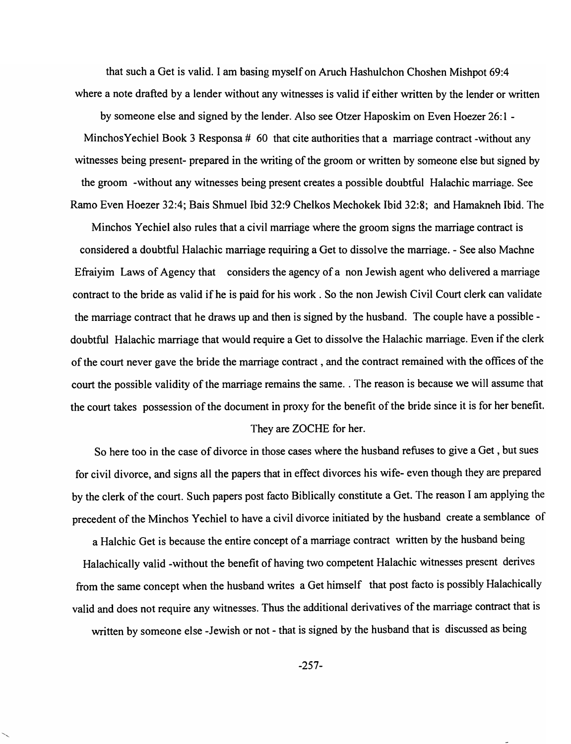that such a Get is valid. I am basing myself on Aruch Hashulchon Choshen Mishpot 69:4 where a note drafted by a lender without any witnesses is valid if either written by the lender or written by someone else and signed by the lender. Also see Otzer Haposkim on Even Hoezer 26:1 - MinchosYechiel Book 3 Responsa # 60 that cite authorities that a marriage contract -without any witnesses being present- prepared in the writing of the groom or written by someone else but signed by the groom -without any witnesses being present creates a possible doubtful Halachic marriage. See Ramo Even Hoezer 32:4; Bais Shmuel Ibid 32:9 Chelkos Mechokek Ibid 32:8; and Hamakneh Ibid. The Minchos Yechiel also rules that a civil marriage where the groom signs the marriage contract is considered a doubtful Halachic marriage requiring a Get to dissolve the marriage. - See also Machne Efraiyim Laws of Agency that considers the agency of a non Jewish agent who delivered a marriage contract to the bride as valid if he is paid for his work . So the non Jewish Civil Court clerk can validate the marriage contract that he draws up and then is signed by the husband. The couple have a possible - doubtful Halachic marriage that would require a Get to dissolve the Halachic marriage. Even if the clerk of the court never gave the bride the marriage contract , and the contract remained with the offices of the court the possible validity of the marriage remains the same. . The reason is because we will assume that the court takes possession of the document in proxy for the benefit of the bride since it is for her benefit. They are ZOCHE for her.

So here too in the case of divorce in those cases where the husband refuses to give a Get , but sues for civil divorce, and signs all the papers that in effect divorces his wife- even though they are prepared by the clerk of the court. Such papers post facto Biblically constitute a Get. The reason I am applying the precedent of the Minchos Yechiel to have a civil divorce initiated by the husband create a semblance of a Halchic Get is because the entire concept of a marriage contract written by the husband being Halachically valid -without the benefit of having two competent Halachic witnesses present derives from the same concept when the husband writes a Get himself that post facto is possibly Halachically valid and does not require any witnesses. Thus the additional derivatives of the marriage contract that is written by someone else -Jewish or not - that is signed by the husband that is discussed as being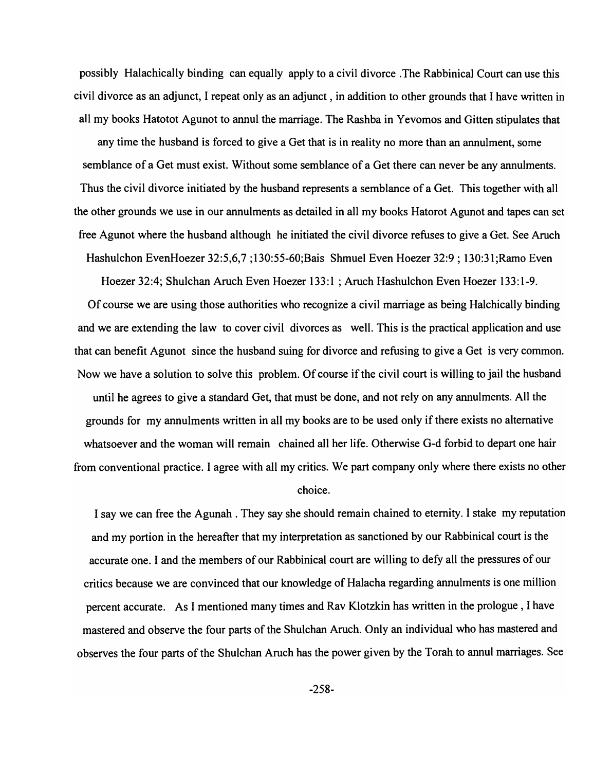possibly Halachically binding can equally apply to a civil divorce .The Rabbinical Court can use this civil divorce as an adjunct, I repeat only as an adjunct , in addition to other grounds that I have written in all my books Hatotot Agunot to annul the marriage. The Rashba in Yevomos and Gitten stipulates that any time the husband is forced to give a Get that is in reality no more than an annulment, some semblance of a Get must exist. Without some semblance of a Get there can never be any annulments. Thus the civil divorce initiated by the husband represents a semblance of a Get. This together with all the other grounds we use in our annulments as detailed in all my books Hatorot Agunot and tapes can set free Agunot where the husband although he initiated the civil divorce refuses to give a Get. See Aruch Hashulchon EvenHoezer 32:5,6,7 ;130:55-60;Bais Shmuel Even Hoezer 32:9 ; 130:31;Ramo Even Hoezer 32:4; Shulchan Aruch Even Hoezer 133:1 ; Aruch Hashulchon Even Hoezer 133:1-9.

Of course we are using those authorities who recognize a civil marriage as being Halchically binding and we are extending the law to cover civil divorces as well. This is the practical application and use that can benefit Agunot since the husband suing for divorce and refusing to give a Get is very common. Now we have a solution to solve this problem. Of course if the civil court is willing to jail the husband until he agrees to give a standard Get, that must be done, and not rely on any annulments. All the grounds for my annulments written in all my books are to be used only if there exists no alternative whatsoever and the woman will remain chained all her life. Otherwise G-d forbid to depart one hair from conventional practice. I agree with all my critics. We part company only where there exists no other choice.

I say we can free the Agunah . They say she should remain chained to eternity. I stake my reputation and my portion in the hereafter that my interpretation as sanctioned by our Rabbinical court is the accurate one. I and the members of our Rabbinical court are willing to defy all the pressures of our critics because we are convinced that our knowledge of Halacha regarding annulments is one million percent accurate. As I mentioned many times and Rav Klotzkin has written in the prologue , I have mastered and observe the four parts of the Shulchan Aruch. Only an individual who has mastered and observes the four parts of the Shulchan Aruch has the power given by the Torah to annul marriages. See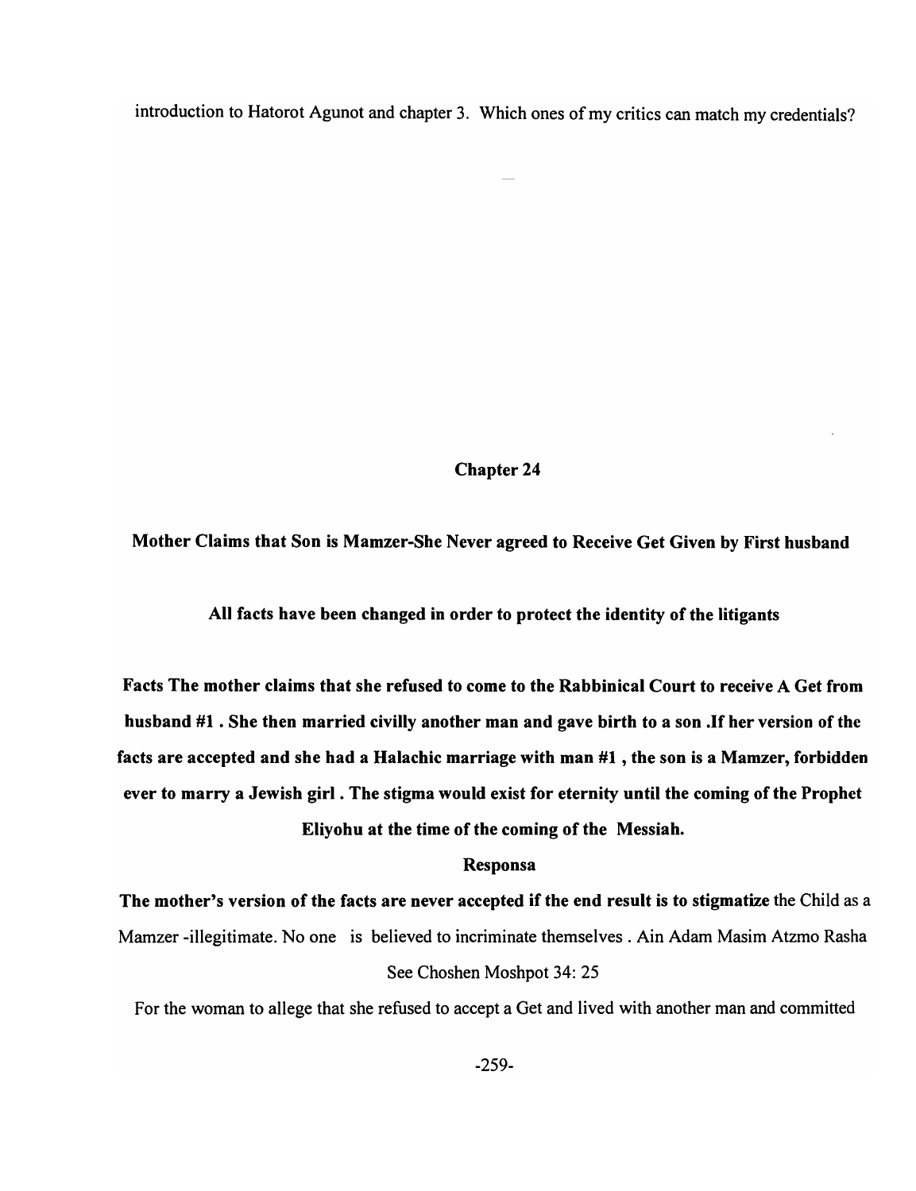introduction to Hatorot Agunot and chapter 3. Which ones of my critics can match my credentials?

## Chapter 24

### Mother Claims that Son is Mamzer-She Never agreed to Receive Get Given by First husband

**All facts have been changed in order to protect the identity of the litigants**

**Facts The mother claims that she refused to come to the Rabbinical Court to receive A Get from husband #1 . She then married civilly another man and gave birth to a son .If her version of the facts are accepted and she had a Halachic marriage with man #1 , the son is a Mamzer, forbidden ever to marry a Jewish girl . The stigma would exist for eternity until the coming of the Prophet Eliyohu at the time of the coming of the Messiah.**

**Responsa**

**The mother's version of the facts are never accepted if the end result is to stigmatize** the Child as a Mamzer -illegitimate. No one is believed to incriminate themselves . Ain Adam Masim Atzmo Rasha See Choshen Moshpot 34: 25

For the woman to allege that she refused to accept a Get and lived with another man and committed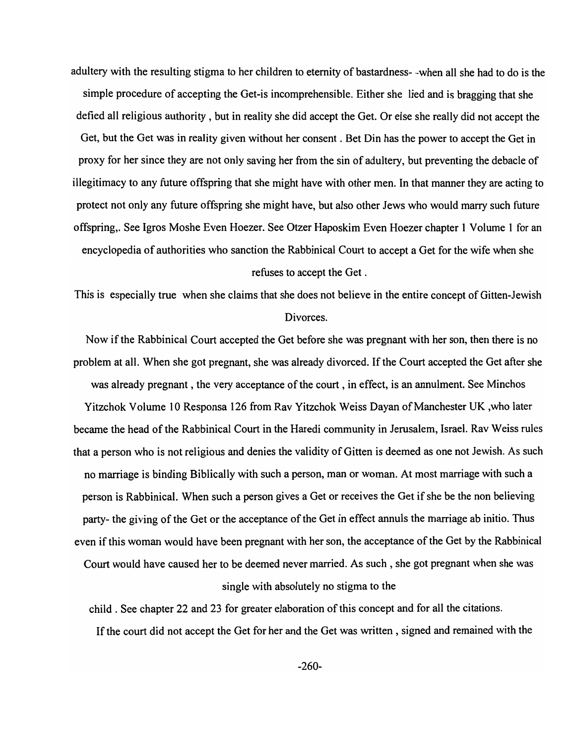adultery with the resulting stigma to her children to eternity of bastardness- -when all she had to do is the simple procedure of accepting the Get-is incomprehensible. Either she lied and is bragging that she defied all religious authority , but in reality she did accept the Get. Or else she really did not accept the Get, but the Get was in reality given without her consent . Bet Din has the power to accept the Get in proxy for her since they are not only saving her from the sin of adultery, but preventing the debacle of illegitimacy to any future offspring that she might have with other men. In that manner they are acting to protect not only any future offspring she might have, but also other Jews who would marry such future offspring,. See Igros Moshe Even Hoezer. See Otzer Haposkim Even Hoezer chapter 1 Volume 1 for an encyclopedia of authorities who sanction the Rabbinical Court to accept a Get for the wife when she refuses to accept the Get .

This is especially true when she claims that she does not believe in the entire concept of Gitten-Jewish Divorces.

Now if the Rabbinical Court accepted the Get before she was pregnant with her son, then there is no problem at all. When she got pregnant, she was already divorced. If the Court accepted the Get after she was already pregnant , the very acceptance of the court , in effect, is an annulment. See Minchos Yitzchok Volume 10 Responsa 126 from Rav Yitzchok Weiss Dayan of Manchester UK ,who later became the head of the Rabbinical Court in the Haredi community in Jerusalem, Israel. Rav Weiss rules that a person who is not religious and denies the validity of Gitten is deemed as one not Jewish. As such no marriage is binding Biblically with such a person, man or woman. At most marriage with such a person is Rabbinical. When such a person gives a Get or receives the Get if she be the non believing party- the giving of the Get or the acceptance of the Get in effect annuls the marriage ab initio. Thus even if this woman would have been pregnant with her son, the acceptance of the Get by the Rabbinical Court would have caused her to be deemed never married. As such , she got pregnant when she was single with absolutely no stigma to the child . See chapter 22 and 23 for greater elaboration of this concept and for all the citations.

If the court did not accept the Get for her and the Get was written , signed and remained with the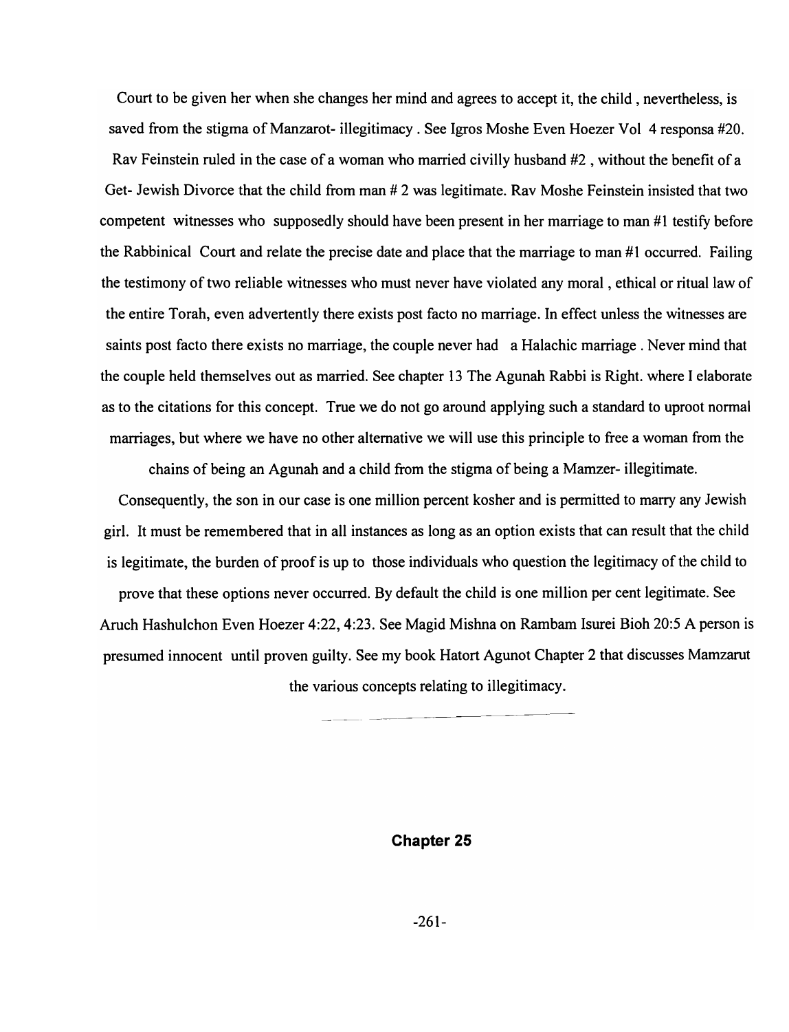Court to be given her when she changes her mind and agrees to accept it, the child , nevertheless, is saved from the stigma of Manzarot- illegitimacy . See Igros Moshe Even Hoezer Vol 4 responsa #20. Rav Feinstein ruled in the case of a woman who married civilly husband #2 , without the benefit of a Get- Jewish Divorce that the child from man # 2 was legitimate. Rav Moshe Feinstein insisted that two competent witnesses who supposedly should have been present in her marriage to man #1 testify before the Rabbinical Court and relate the precise date and place that the marriage to man #1 occurred. Failing the testimony of two reliable witnesses who must never have violated any moral , ethical or ritual law of the entire Torah, even advertently there exists post facto no marriage. In effect unless the witnesses are saints post facto there exists no marriage, the couple never had a Halachic marriage . Never mind that the couple held themselves out as married. See chapter 13 The Agunah Rabbi is Right. where I elaborate as to the citations for this concept. True we do not go around applying such a standard to uproot normal marriages, but where we have no other alternative we will use this principle to free a woman from the chains of being an Agunah and a child from the stigma of being a Mamzer- illegitimate.

Consequently, the son in our case is one million percent kosher and is permitted to marry any Jewish girl. It must be remembered that in all instances as long as an option exists that can result that the child is legitimate, the burden of proof is up to those individuals who question the legitimacy of the child to prove that these options never occurred. By default the child is one million per cent legitimate. See Aruch Hashulchon Even Hoezer 4:22, 4:23. See Magid Mishna on Rambam Isurei Bioh 20:5 A person is presumed innocent until proven guilty. See my book Hatort Agunot Chapter 2 that discusses Mamzarut the various concepts relating to illegitimacy.

---

## Chapter 25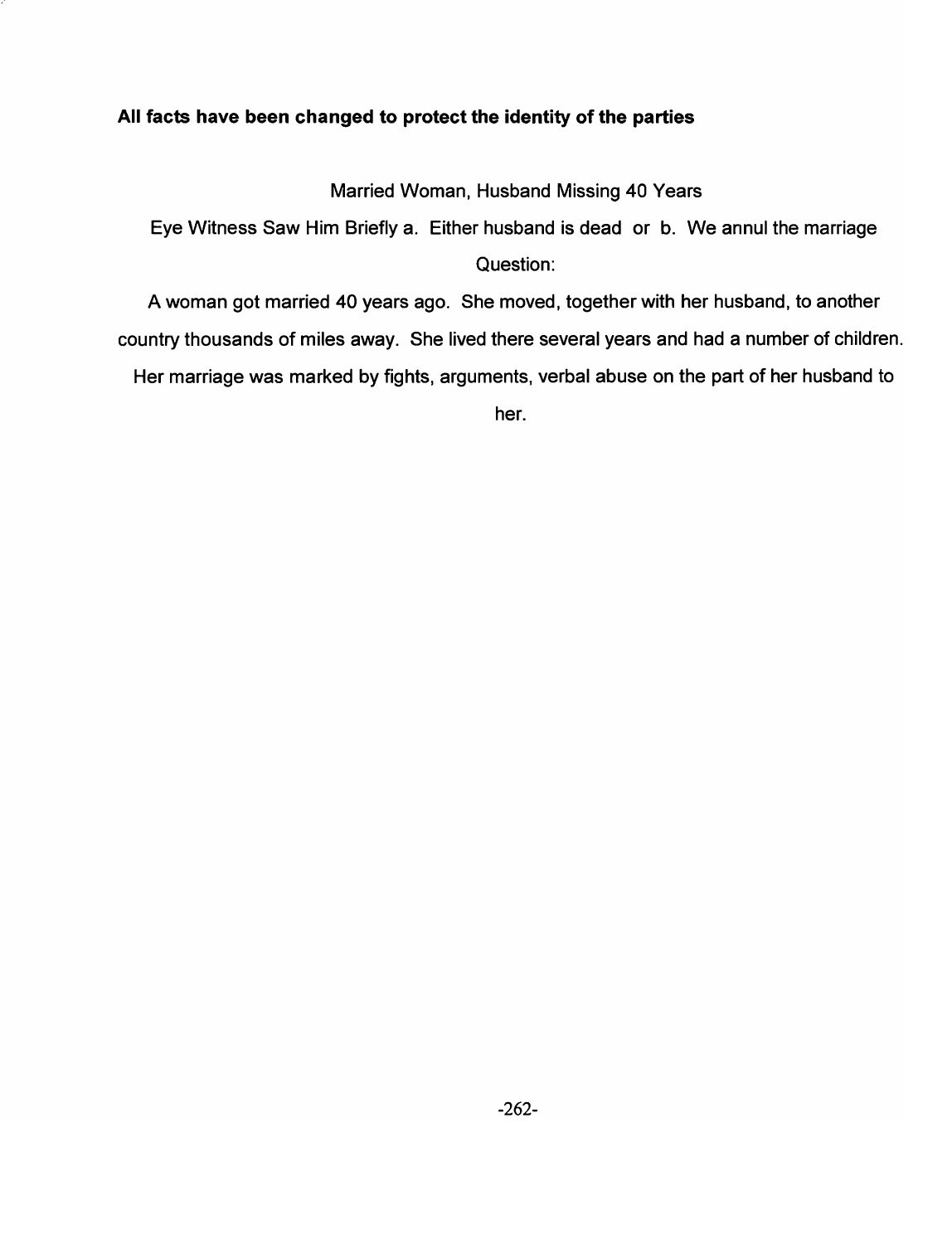**All facts have been changed to protect the identity of the parties**

Married Woman, Husband Missing 40 Years

Eye Witness Saw Him Briefly a. Either husband is dead or b. We annul the marriage

Question:

A woman got married 40 years ago. She moved, together with her husband, to another country thousands of miles away. She lived there several years and had a number of children. Her marriage was marked by fights, arguments, verbal abuse on the part of her husband to her.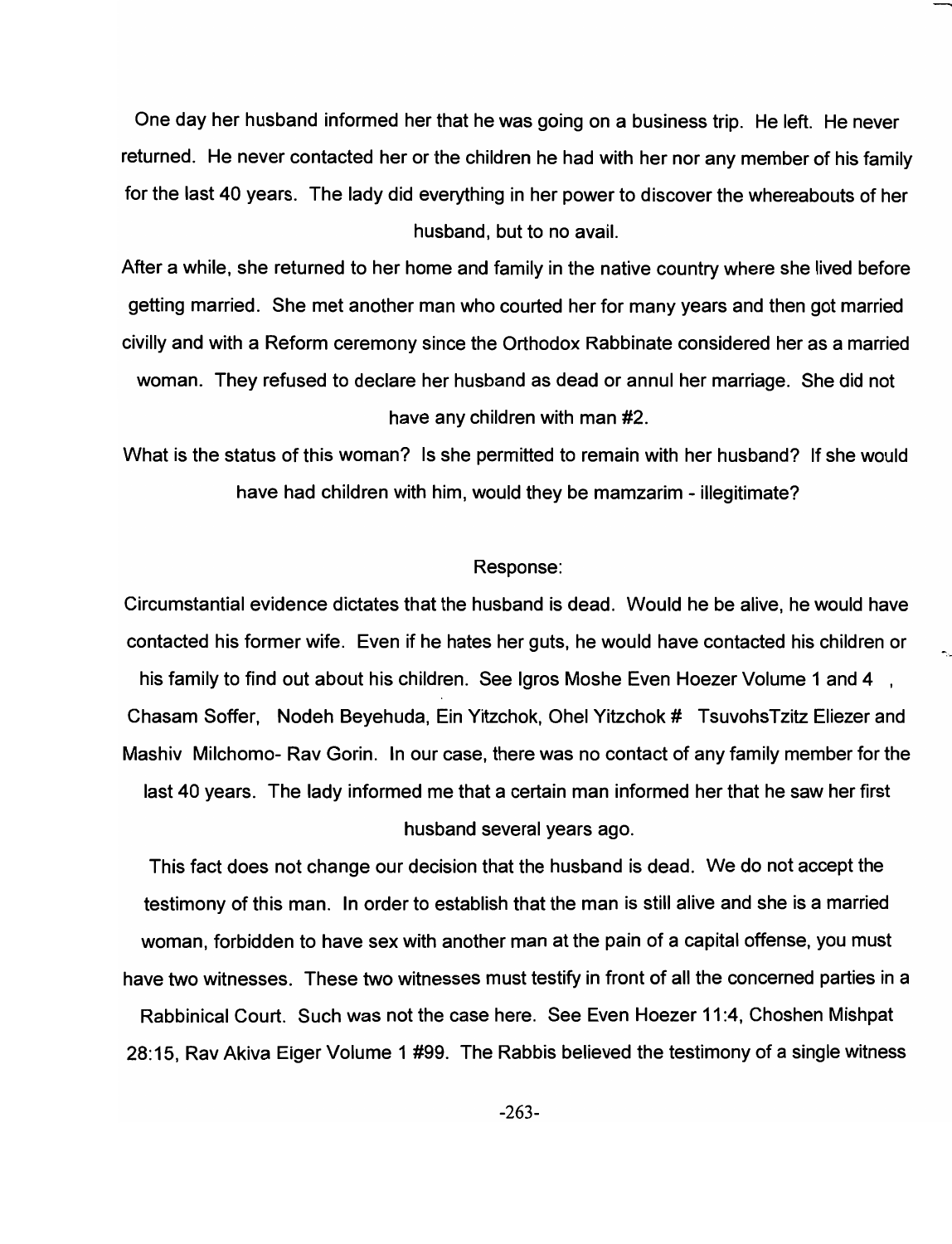One day her husband informed her that he was going on a business trip. He left. He never returned. He never contacted her or the children he had with her nor any member of his family for the last 40 years. The lady did everything in her power to discover the whereabouts of her husband, but to no avail.

After a while, she returned to her home and family in the native country where she lived before getting married. She met another man who courted her for many years and then got married civilly and with a Reform ceremony since the Orthodox Rabbinate considered her as a married woman. They refused to declare her husband as dead or annul her marriage. She did not have any children with man #2.

What is the status of this woman? Is she permitted to remain with her husband? If she would have had children with him, would they be mamzarim - illegitimate?

Response:

Circumstantial evidence dictates that the husband is dead. Would he be alive, he would have contacted his former wife. Even if he hates her guts, he would have contacted his children or his family to find out about his children. See Igros Moshe Even Hoezer Volume 1 and 4 , Chasam Soffer, Nodeh Beyehuda, Ein Yitzchok, Ohel Yitzchok # TsuvohsTzitz Eliezer and Mashiv Milchomo- Rav Gorin. In our case, there was no contact of any family member for the last 40 years. The lady informed me that a certain man informed her that he saw her first husband several years ago.

This fact does not change our decision that the husband is dead. We do not accept the testimony of this man. In order to establish that the man is still alive and she is a married woman, forbidden to have sex with another man at the pain of a capital offense, you must have two witnesses. These two witnesses must testify in front of all the concerned parties in a Rabbinical Court. Such was not the case here. See Even Hoezer 11:4, Choshen Mishpat 28:15, Rav Akiva Eiger Volume 1 #99. The Rabbis believed the testimony of a single witness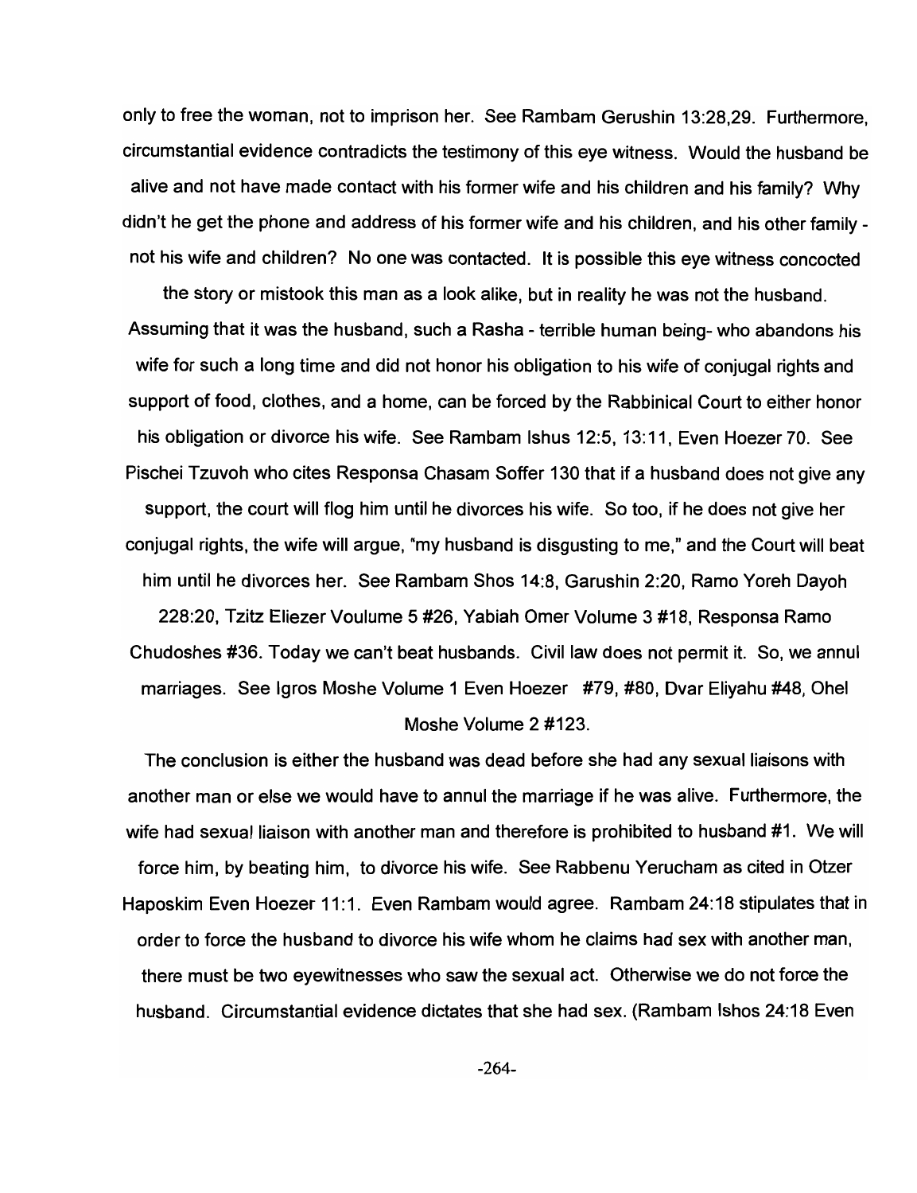only to free the woman, not to imprison her. See Rambam Gerushin 13:28,29. Furthermore, circumstantial evidence contradicts the testimony of this eye witness. Would the husband be alive and not have made contact with his former wife and his children and his family? Why didn't he get the phone and address of his former wife and his children, and his other family - not his wife and children? No one was contacted. It is possible this eye witness concocted the story or mistook this man as a look alike, but in reality he was not the husband. Assuming that it was the husband, such a Rasha - terrible human being- who abandons his wife for such a long time and did not honor his obligation to his wife of conjugal rights and support of food, clothes, and a home, can be forced by the Rabbinical Court to either honor his obligation or divorce his wife. See Rambam Ishus 12:5, 13:11, Even Hoezer 70. See Pischei Tzuvoh who cites Responsa Chasam Soffer 130 that if a husband does not give any support, the court will flog him until he divorces his wife. So too, if he does not give her conjugal rights, the wife will argue, "my husband is disgusting to me," and the Court will beat him until he divorces her. See Rambam Shos 14:8, Garushin 2:20, Ramo Yoreh Dayoh 228:20, Tzitz Eliezer Voulume 5 #26, Yabiah Omer Volume 3 #18, Responsa Ramo Chudoshes #36. Today we can't beat husbands. Civil law does not permit it. So, we annul marriages. See Igros Moshe Volume 1 Even Hoezer #79, #80, Dvar Eliyahu #48, Ohel Moshe Volume 2 #123.

The conclusion is either the husband was dead before she had any sexual liaisons with another man or else we would have to annul the marriage if he was alive. Furthermore, the wife had sexual liaison with another man and therefore is prohibited to husband #1. We will force him, by beating him, to divorce his wife. See Rabbenu Yerucham as cited in Otzer Haposkim Even Hoezer 11:1. Even Rambam would agree. Rambam 24:18 stipulates that in order to force the husband to divorce his wife whom he claims had sex with another man, there must be two eyewitnesses who saw the sexual act. Otherwise we do not force the husband. Circumstantial evidence dictates that she had sex. (Rambam Ishos 24:18 Even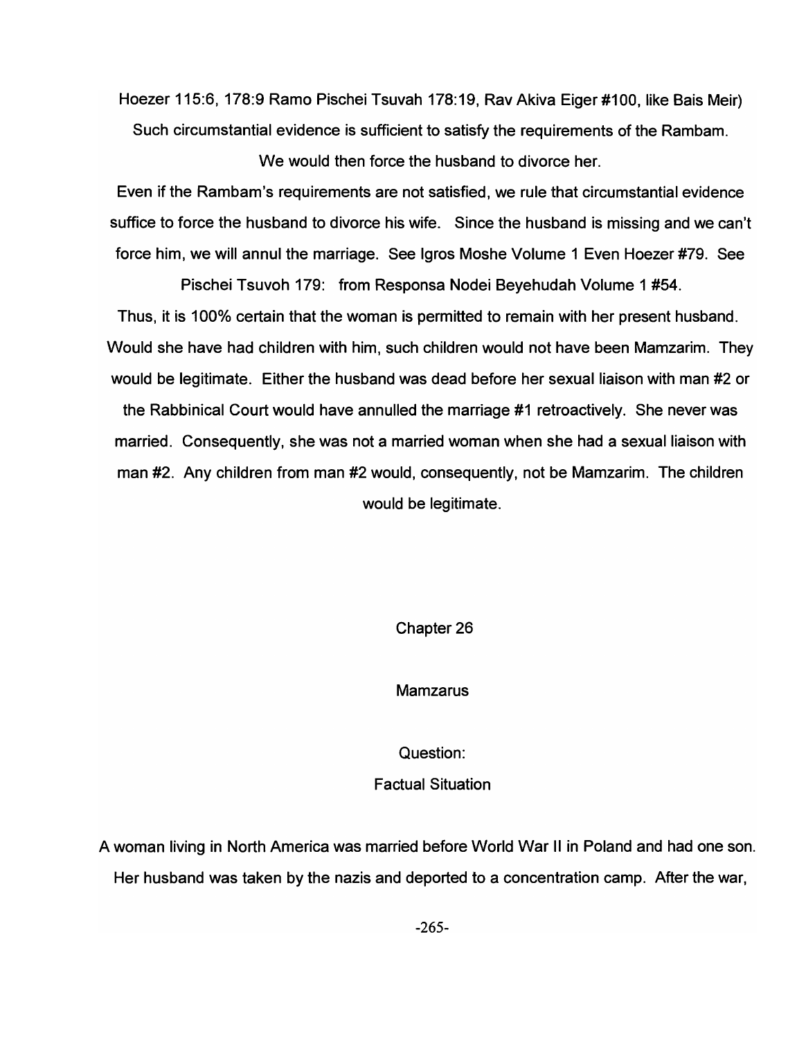Hoezer 115:6, 178:9 Ramo Pischei Tsuvah 178:19, Rav Akiva Eiger #100, like Bais Meir) Such circumstantial evidence is sufficient to satisfy the requirements of the Rambam. We would then force the husband to divorce her.

Even if the Rambam's requirements are not satisfied, we rule that circumstantial evidence suffice to force the husband to divorce his wife. Since the husband is missing and we can't force him, we will annul the marriage. See Igros Moshe Volume 1 Even Hoezer #79. See Pischei Tsuvoh 179: from Responsa Nodei Beyehudah Volume 1 #54.

Thus, it is 100% certain that the woman is permitted to remain with her present husband. Would she have had children with him, such children would not have been Mamzarim. They would be legitimate. Either the husband was dead before her sexual liaison with man #2 or the Rabbinical Court would have annulled the marriage #1 retroactively. She never was married. Consequently, she was not a married woman when she had a sexual liaison with man #2. Any children from man #2 would, consequently, not be Mamzarim. The children would be legitimate.

## Chapter 26

## Mamzarus

### Question:

### Factual Situation

A woman living in North America was married before World War II in Poland and had one son. Her husband was taken by the nazis and deported to a concentration camp. After the war,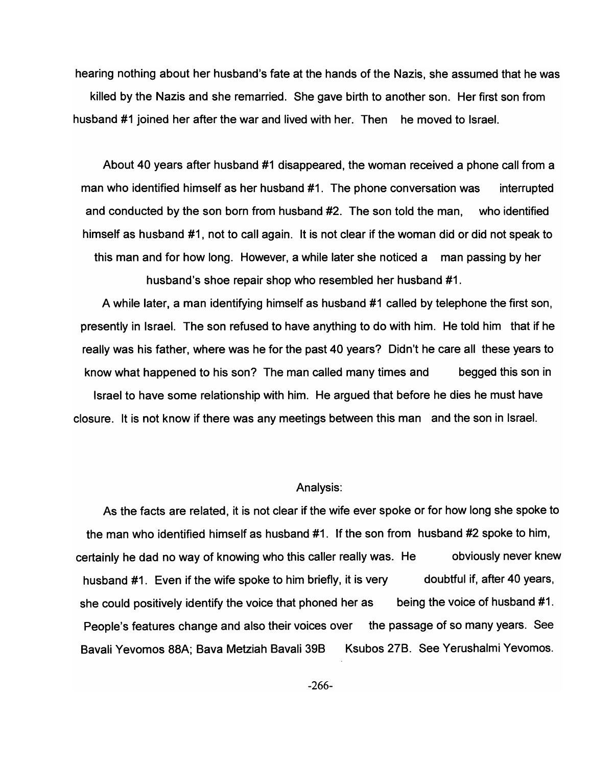hearing nothing about her husband's fate at the hands of the Nazis, she assumed that he was killed by the Nazis and she remarried. She gave birth to another son. Her first son from husband #1 joined her after the war and lived with her. Then he moved to Israel.

About 40 years after husband #1 disappeared, the woman received a phone call from a man who identified himself as her husband #1. The phone conversation was interrupted and conducted by the son born from husband #2. The son told the man, who identified himself as husband #1, not to call again. It is not clear if the woman did or did not speak to this man and for how long. However, a while later she noticed a man passing by her husband's shoe repair shop who resembled her husband #1.

A while later, a man identifying himself as husband #1 called by telephone the first son, presently in Israel. The son refused to have anything to do with him. He told him that if he really was his father, where was he for the past 40 years? Didn't he care all these years to know what happened to his son? The man called many times and begged this son in Israel to have some relationship with him. He argued that before he dies he must have closure. It is not know if there was any meetings between this man and the son in Israel.

Analysis:

As the facts are related, it is not clear if the wife ever spoke or for how long she spoke to the man who identified himself as husband #1. If the son from husband #2 spoke to him, certainly he dad no way of knowing who this caller really was. He obviously never knew husband #1. Even if the wife spoke to him briefly, it is very doubtful if, after 40 years, she could positively identify the voice that phoned her as being the voice of husband #1. People's features change and also their voices over the passage of so many years. See Bavali Yevomos 88A; Bava Metziah Bavali 39B Ksubos 27B. See Yerushalmi Yevomos.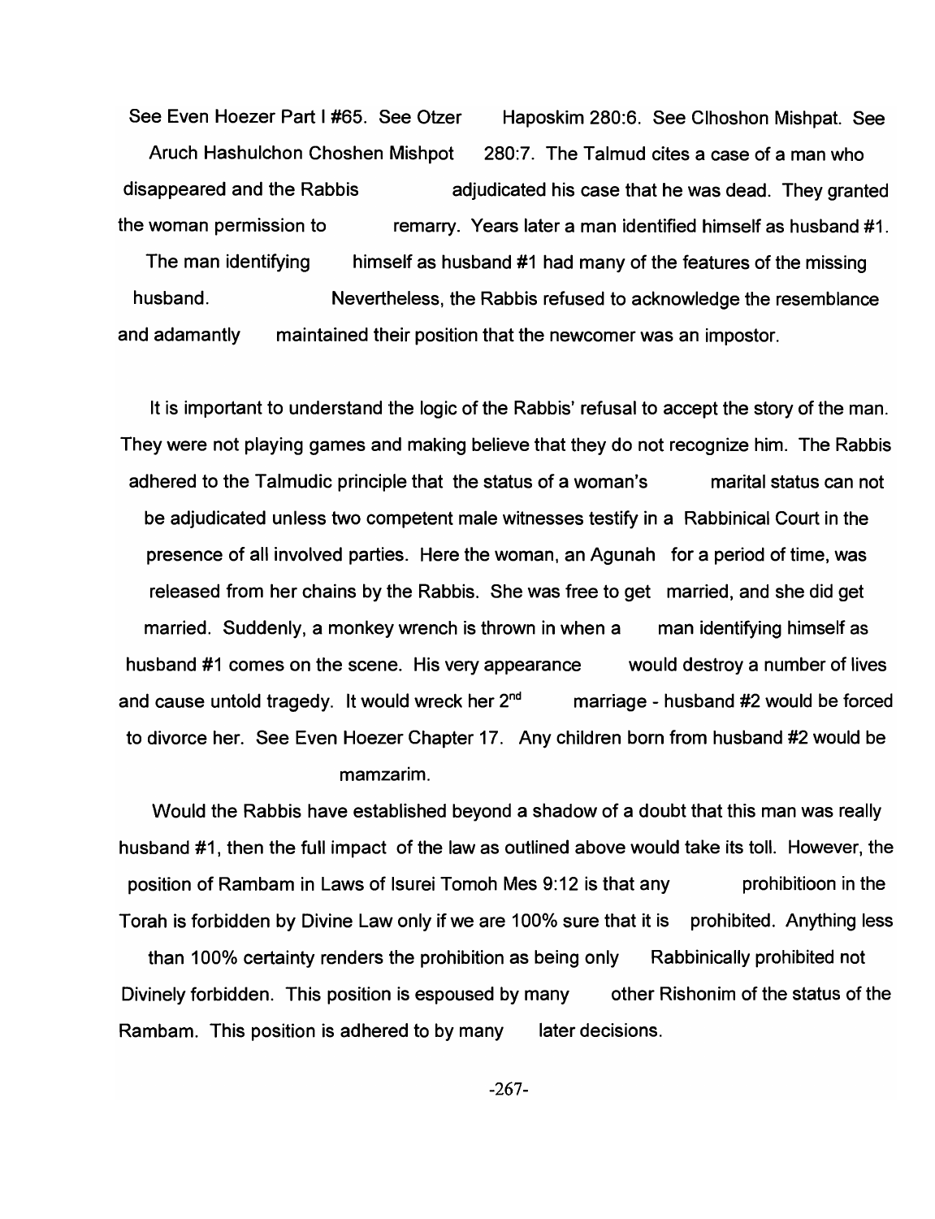See Even Hoezer Part I #65. See Otzer Haposkim 280:6. See Clhoshon Mishpat. See Aruch Hashulchon Choshen Mishpot 280:7. The Talmud cites a case of a man who disappeared and the Rabbis adjudicated his case that he was dead. They granted the woman permission to remarry. Years later a man identified himself as husband #1. The man identifying himself as husband #1 had many of the features of the missing husband. Nevertheless, the Rabbis refused to acknowledge the resemblance and adamantly maintained their position that the newcomer was an impostor.

It is important to understand the logic of the Rabbis' refusal to accept the story of the man. They were not playing games and making believe that they do not recognize him. The Rabbis adhered to the Talmudic principle that the status of a woman's marital status can not be adjudicated unless two competent male witnesses testify in a Rabbinical Court in the presence of all involved parties. Here the woman, an Agunah for a period of time, was released from her chains by the Rabbis. She was free to get married, and she did get married. Suddenly, a monkey wrench is thrown in when a man identifying himself as husband #1 comes on the scene. His very appearance would destroy a number of lives and cause untold tragedy. It would wreck her 2nd marriage - husband #2 would be forced to divorce her. See Even Hoezer Chapter 17. Any children born from husband #2 would be mamzarim.

Would the Rabbis have established beyond a shadow of a doubt that this man was really husband #1, then the full impact of the law as outlined above would take its toll. However, the position of Rambam in Laws of Isurei Tomoh Mes 9:12 is that any prohibitioon in the Torah is forbidden by Divine Law only if we are 100% sure that it is prohibited. Anything less than 100% certainty renders the prohibition as being only Rabbinically prohibited not Divinely forbidden. This position is espoused by many other Rishonim of the status of the Rambam. This position is adhered to by many later decisions.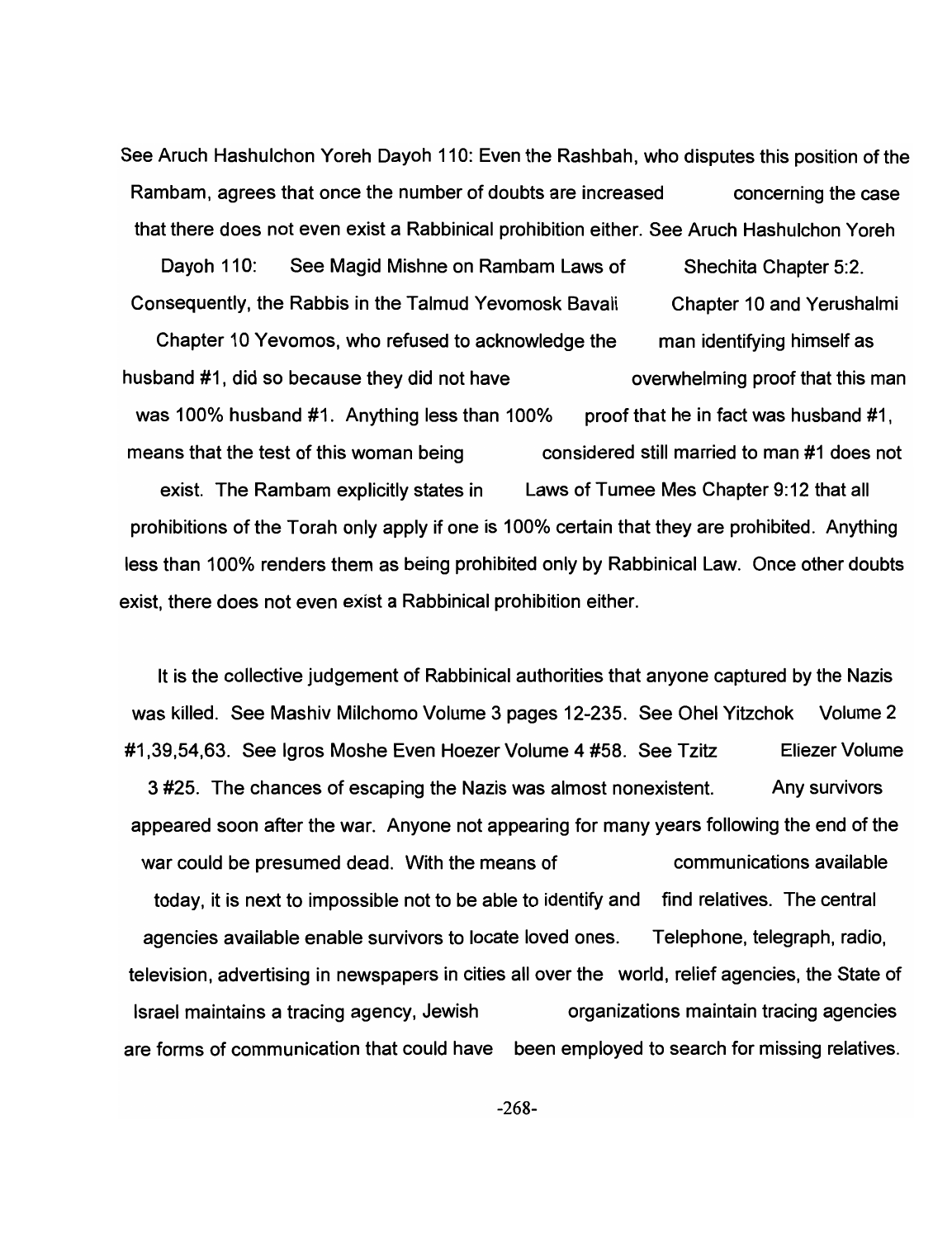See Aruch Hashulchon Yoreh Dayoh 110: Even the Rashbah, who disputes this position of the Rambam, agrees that once the number of doubts are increased concerning the case that there does not even exist a Rabbinical prohibition either. See Aruch Hashulchon Yoreh Dayoh 110: See Magid Mishne on Rambam Laws of Shechita Chapter 5:2. Consequently, the Rabbis in the Talmud Yevomosk Bavali Chapter 10 and Yerushalmi Chapter 10 Yevomos, who refused to acknowledge the man identifying himself as husband #1, did so because they did not have overwhelming proof that this man was 100% husband #1. Anything less than 100% proof that he in fact was husband #1, means that the test of this woman being considered still married to man #1 does not exist. The Rambam explicitly states in Laws of Tumee Mes Chapter 9:12 that all prohibitions of the Torah only apply if one is 100% certain that they are prohibited. Anything less than 100% renders them as being prohibited only by Rabbinical Law. Once other doubts exist, there does not even exist a Rabbinical prohibition either.

It is the collective judgement of Rabbinical authorities that anyone captured by the Nazis was killed. See Mashiv Milchomo Volume 3 pages 12-235. See Ohel Yitzchok Volume 2 #1,39,54,63. See Igros Moshe Even Hoezer Volume 4 #58. See Tzitz Eliezer Volume 3 #25. The chances of escaping the Nazis was almost nonexistent. Any survivors appeared soon after the war. Anyone not appearing for many years following the end of the war could be presumed dead. With the means of communications available today, it is next to impossible not to be able to identify and find relatives. The central agencies available enable survivors to locate loved ones. Telephone, telegraph, radio, television, advertising in newspapers in cities all over the world, relief agencies, the State of Israel maintains a tracing agency, Jewish organizations maintain tracing agencies are forms of communication that could have been employed to search for missing relatives.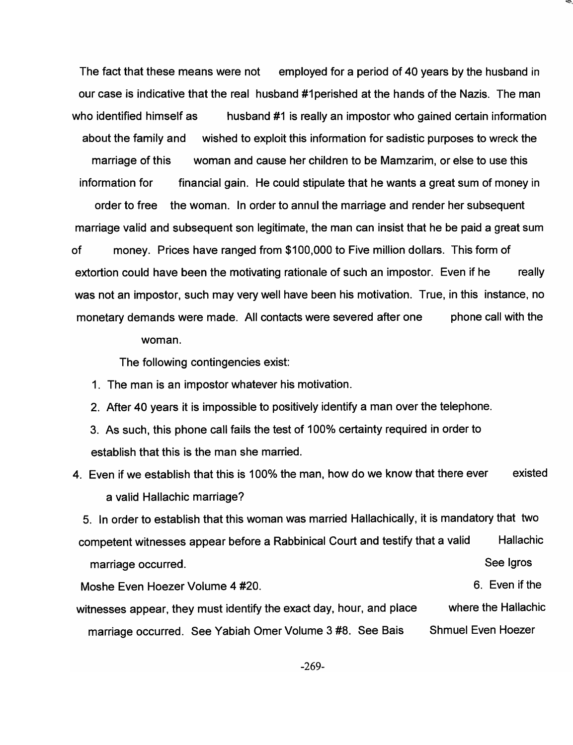The fact that these means were not employed for a period of 40 years by the husband in our case is indicative that the real husband #1perished at the hands of the Nazis. The man who identified himself as husband #1 is really an impostor who gained certain information about the family and wished to exploit this information for sadistic purposes to wreck the marriage of this woman and cause her children to be Mamzarim, or else to use this information for financial gain. He could stipulate that he wants a great sum of money in order to free the woman. In order to annul the marriage and render her subsequent marriage valid and subsequent son legitimate, the man can insist that he be paid a great sum of money. Prices have ranged from $100,000 to Five million dollars. This form of extortion could have been the motivating rationale of such an impostor. Even if he really was not an impostor, such may very well have been his motivation. True, in this instance, no monetary demands were made. All contacts were severed after one phone call with the woman.

The following contingencies exist:

1. The man is an impostor whatever his motivation.
2. After 40 years it is impossible to positively identify a man over the telephone.
3. As such, this phone call fails the test of 100% certainty required in order to establish that this is the man she married.
4. Even if we establish that this is 100% the man, how do we know that there ever existed a valid Hallachic marriage?
5. In order to establish that this woman was married Hallachically, it is mandatory that two competent witnesses appear before a Rabbinical Court and testify that a valid Hallachic marriage occurred. See Igros Moshe Even Hoezer Volume 4 #20.
6. Even if the witnesses appear, they must identify the exact day, hour, and place where the Hallachic marriage occurred. See Yabiah Omer Volume 3 #8. See Bais Shmuel Even Hoezer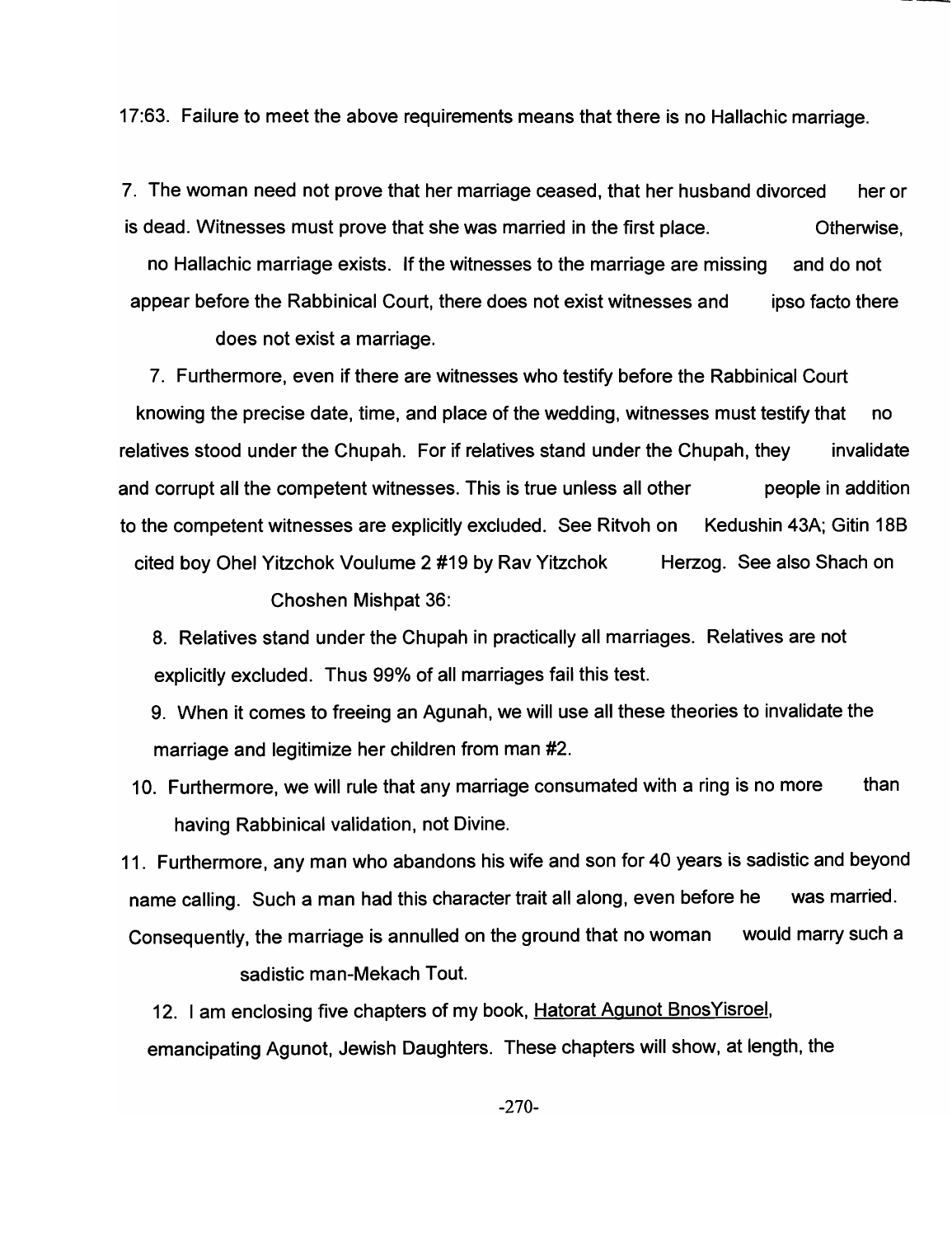17:63. Failure to meet the above requirements means that there is no Hallachic marriage.

7. The woman need not prove that her marriage ceased, that her husband divorced her or is dead. Witnesses must prove that she was married in the first place. Otherwise, no Hallachic marriage exists. If the witnesses to the marriage are missing and do not appear before the Rabbinical Court, there does not exist witnesses and ipso facto there does not exist a marriage.

7. Furthermore, even if there are witnesses who testify before the Rabbinical Court knowing the precise date, time, and place of the wedding, witnesses must testify that no relatives stood under the Chupah. For if relatives stand under the Chupah, they invalidate and corrupt all the competent witnesses. This is true unless all other people in addition to the competent witnesses are explicitly excluded. See Ritvoh on Kedushin 43A; Gitin 18B cited boy Ohel Yitzchok Voulume 2 #19 by Rav Yitzchok Herzog. See also Shach on Choshen Mishpat 36:

8. Relatives stand under the Chupah in practically all marriages. Relatives are not explicitly excluded. Thus 99% of all marriages fail this test.

9. When it comes to freeing an Agunah, we will use all these theories to invalidate the marriage and legitimize her children from man #2.

10. Furthermore, we will rule that any marriage consumated with a ring is no more than having Rabbinical validation, not Divine.

11. Furthermore, any man who abandons his wife and son for 40 years is sadistic and beyond name calling. Such a man had this character trait all along, even before he was married. Consequently, the marriage is annulled on the ground that no woman would marry such a sadistic man-Mekach Tout.

12. I am enclosing five chapters of my book, <u>Hatorat Agunot BnosYisroel</u>, emancipating Agunot, Jewish Daughters. These chapters will show, at length, the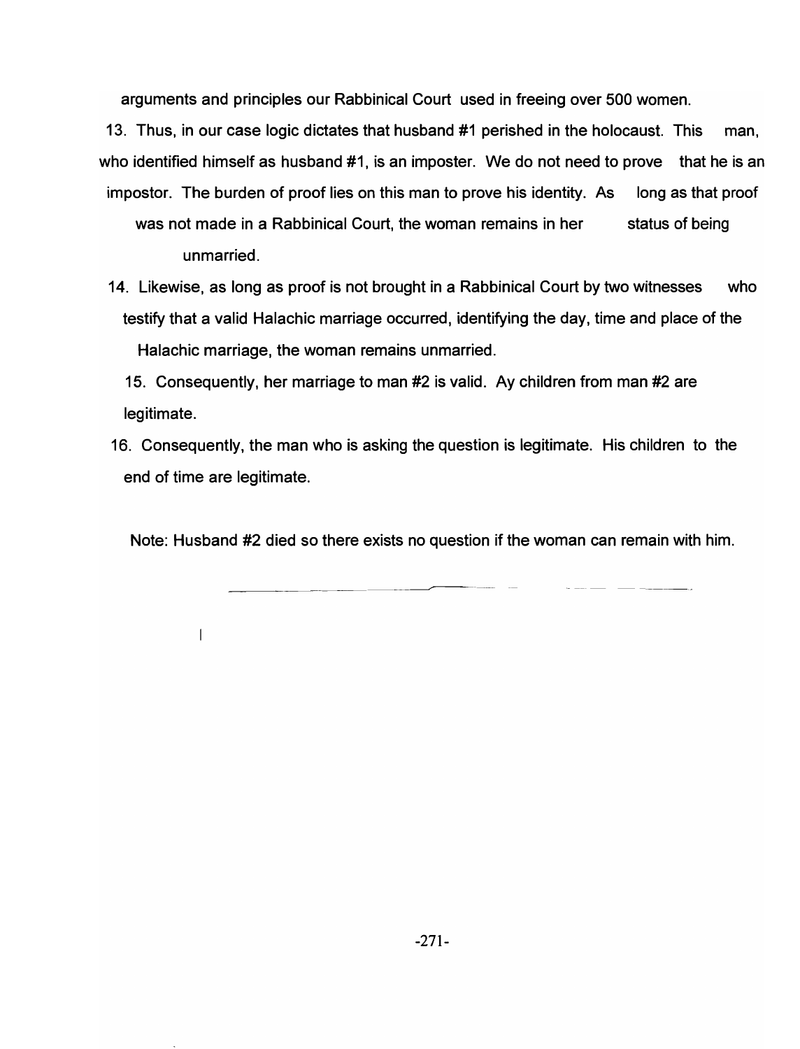arguments and principles our Rabbinical Court used in freeing over 500 women.

13. Thus, in our case logic dictates that husband #1 perished in the holocaust. This man, who identified himself as husband #1, is an imposter. We do not need to prove that he is an impostor. The burden of proof lies on this man to prove his identity. As long as that proof was not made in a Rabbinical Court, the woman remains in her status of being unmarried.

14. Likewise, as long as proof is not brought in a Rabbinical Court by two witnesses who testify that a valid Halachic marriage occurred, identifying the day, time and place of the Halachic marriage, the woman remains unmarried.

15. Consequently, her marriage to man #2 is valid. Ay children from man #2 are legitimate.

16. Consequently, the man who is asking the question is legitimate. His children to the end of time are legitimate.

Note: Husband #2 died so there exists no question if the woman can remain with him.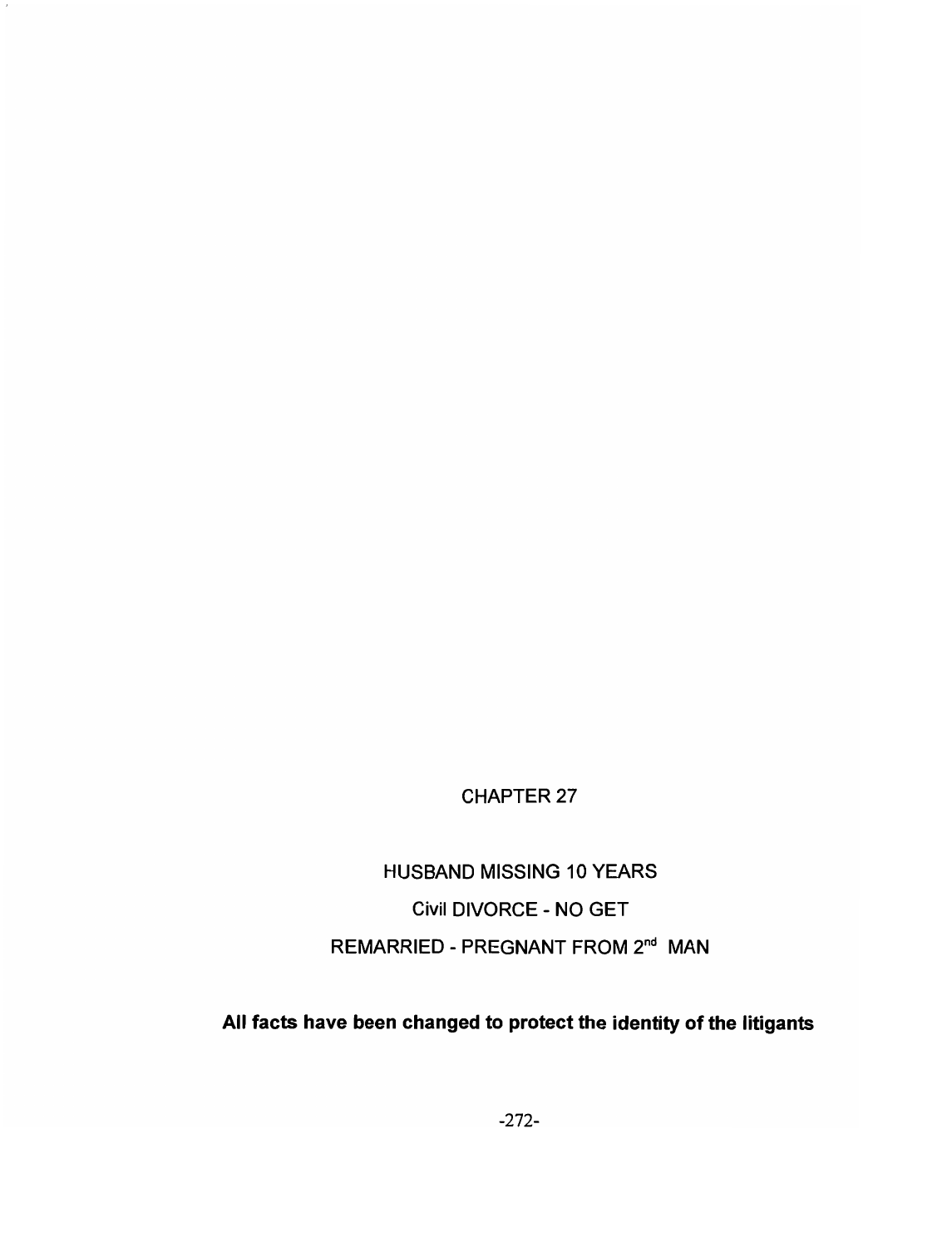# CHAPTER 27

## HUSBAND MISSING 10 YEARS

## Civil DIVORCE - NO GET

## REMARRIED - PREGNANT FROM 2nd MAN

**All facts have been changed to protect the identity of the litigants**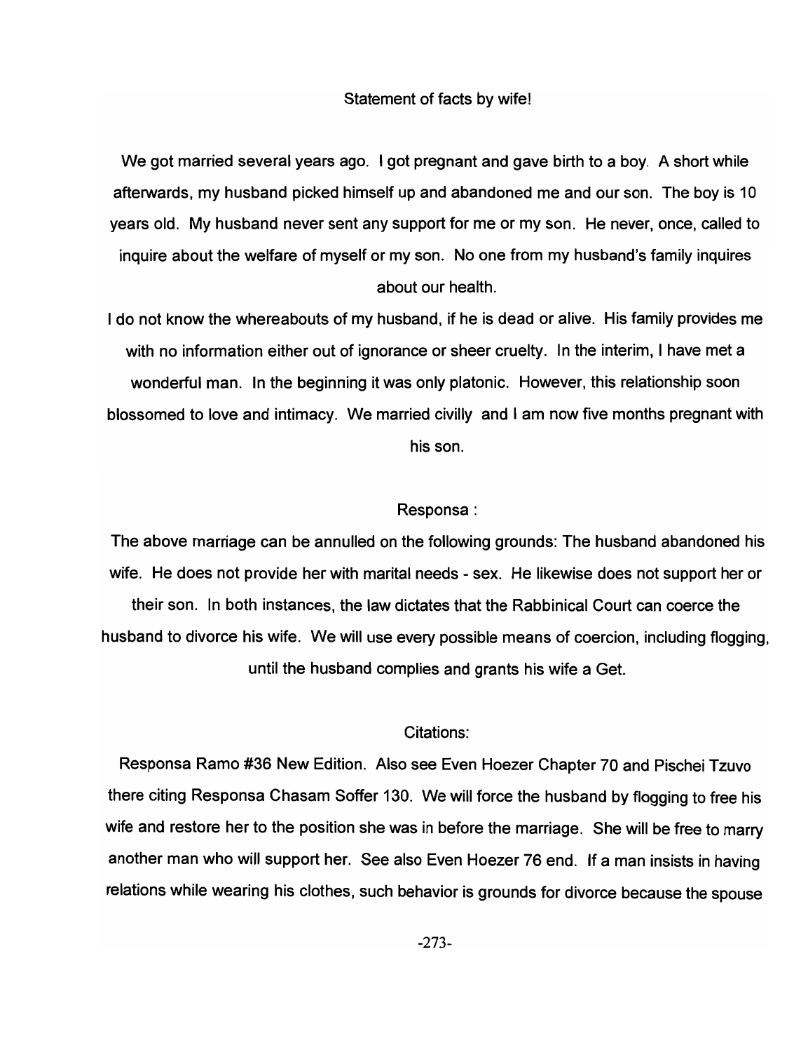Statement of facts by wife!

We got married several years ago. I got pregnant and gave birth to a boy. A short while afterwards, my husband picked himself up and abandoned me and our son. The boy is 10 years old. My husband never sent any support for me or my son. He never, once, called to inquire about the welfare of myself or my son. No one from my husband's family inquires about our health.

I do not know the whereabouts of my husband, if he is dead or alive. His family provides me with no information either out of ignorance or sheer cruelty. In the interim, I have met a wonderful man. In the beginning it was only platonic. However, this relationship soon blossomed to love and intimacy. We married civilly and I am now five months pregnant with his son.

Responsa :

The above marriage can be annulled on the following grounds: The husband abandoned his wife. He does not provide her with marital needs - sex. He likewise does not support her or their son. In both instances, the law dictates that the Rabbinical Court can coerce the husband to divorce his wife. We will use every possible means of coercion, including flogging, until the husband complies and grants his wife a Get.

Citations:

Responsa Ramo #36 New Edition. Also see Even Hoezer Chapter 70 and Pischei Tzuvo there citing Responsa Chasam Soffer 130. We will force the husband by flogging to free his wife and restore her to the position she was in before the marriage. She will be free to marry another man who will support her. See also Even Hoezer 76 end. If a man insists in having relations while wearing his clothes, such behavior is grounds for divorce because the spouse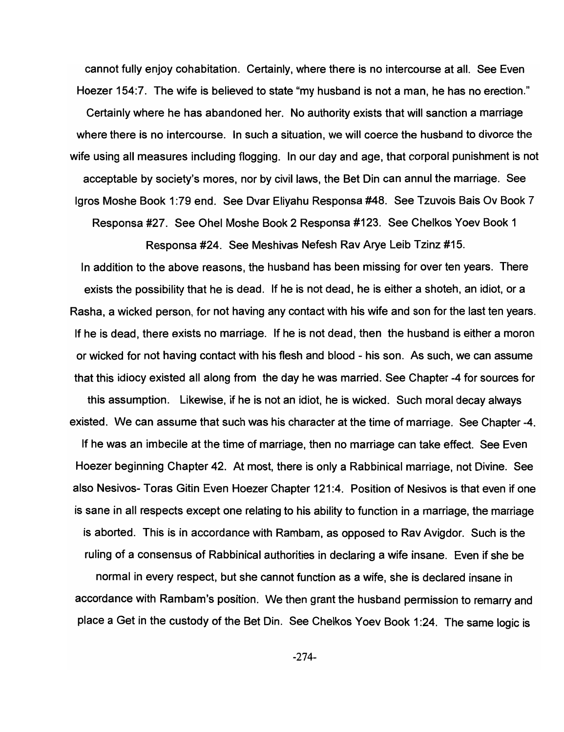cannot fully enjoy cohabitation. Certainly, where there is no intercourse at all. See Even Hoezer 154:7. The wife is believed to state "my husband is not a man, he has no erection." Certainly where he has abandoned her. No authority exists that will sanction a marriage where there is no intercourse. In such a situation, we will coerce the husband to divorce the wife using all measures including flogging. In our day and age, that corporal punishment is not acceptable by society's mores, nor by civil laws, the Bet Din can annul the marriage. See Igros Moshe Book 1:79 end. See Dvar Eliyahu Responsa #48. See Tzuvois Bais Ov Book 7 Responsa #27. See Ohel Moshe Book 2 Responsa #123. See Chelkos Yoev Book 1 Responsa #24. See Meshivas Nefesh Rav Arye Leib Tzinz #15.

In addition to the above reasons, the husband has been missing for over ten years. There exists the possibility that he is dead. If he is not dead, he is either a shoteh, an idiot, or a Rasha, a wicked person, for not having any contact with his wife and son for the last ten years. If he is dead, there exists no marriage. If he is not dead, then the husband is either a moron or wicked for not having contact with his flesh and blood - his son. As such, we can assume that this idiocy existed all along from the day he was married. See Chapter -4 for sources for this assumption. Likewise, if he is not an idiot, he is wicked. Such moral decay always existed. We can assume that such was his character at the time of marriage. See Chapter -4. If he was an imbecile at the time of marriage, then no marriage can take effect. See Even Hoezer beginning Chapter 42. At most, there is only a Rabbinical marriage, not Divine. See also Nesivos- Toras Gitin Even Hoezer Chapter 121:4. Position of Nesivos is that even if one is sane in all respects except one relating to his ability to function in a marriage, the marriage is aborted. This is in accordance with Rambam, as opposed to Rav Avigdor. Such is the ruling of a consensus of Rabbinical authorities in declaring a wife insane. Even if she be normal in every respect, but she cannot function as a wife, she is declared insane in accordance with Rambam's position. We then grant the husband permission to remarry and place a Get in the custody of the Bet Din. See Chelkos Yoev Book 1:24. The same logic is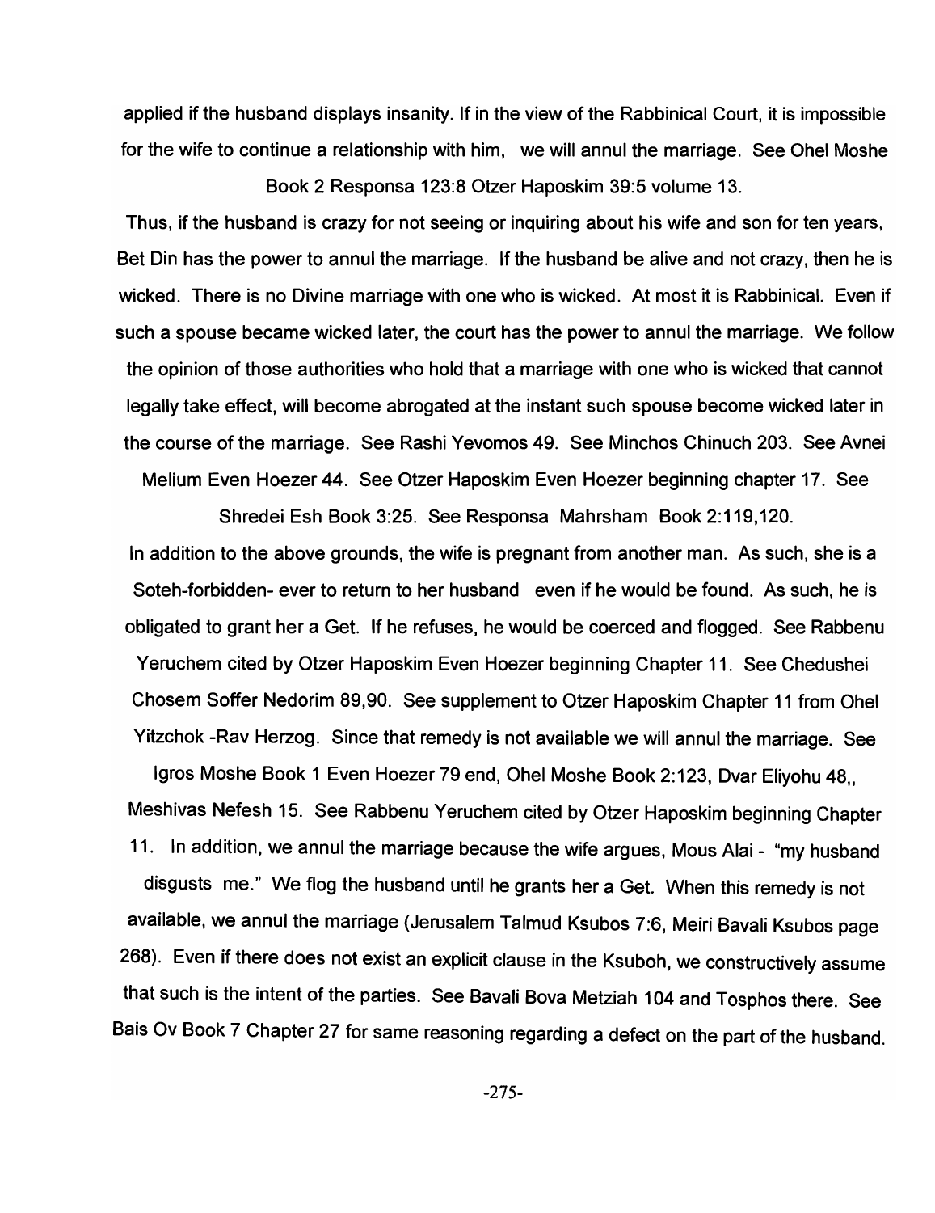applied if the husband displays insanity. If in the view of the Rabbinical Court, it is impossible for the wife to continue a relationship with him, we will annul the marriage. See Ohel Moshe Book 2 Responsa 123:8 Otzer Haposkim 39:5 volume 13.

Thus, if the husband is crazy for not seeing or inquiring about his wife and son for ten years, Bet Din has the power to annul the marriage. If the husband be alive and not crazy, then he is wicked. There is no Divine marriage with one who is wicked. At most it is Rabbinical. Even if such a spouse became wicked later, the court has the power to annul the marriage. We follow the opinion of those authorities who hold that a marriage with one who is wicked that cannot legally take effect, will become abrogated at the instant such spouse become wicked later in the course of the marriage. See Rashi Yevomos 49. See Minchos Chinuch 203. See Avnei Melium Even Hoezer 44. See Otzer Haposkim Even Hoezer beginning chapter 17. See Shredei Esh Book 3:25. See Responsa Mahrsham Book 2:119,120.

In addition to the above grounds, the wife is pregnant from another man. As such, she is a Soteh-forbidden- ever to return to her husband even if he would be found. As such, he is obligated to grant her a Get. If he refuses, he would be coerced and flogged. See Rabbenu Yeruchem cited by Otzer Haposkim Even Hoezer beginning Chapter 11. See Chedushei Chosem Soffer Nedorim 89,90. See supplement to Otzer Haposkim Chapter 11 from Ohel Yitzchok -Rav Herzog. Since that remedy is not available we will annul the marriage. See Igros Moshe Book 1 Even Hoezer 79 end, Ohel Moshe Book 2:123, Dvar Eliyohu 48,, Meshivas Nefesh 15. See Rabbenu Yeruchem cited by Otzer Haposkim beginning Chapter 11. In addition, we annul the marriage because the wife argues, Mous Alai - "my husband disgusts me." We flog the husband until he grants her a Get. When this remedy is not available, we annul the marriage (Jerusalem Talmud Ksubos 7:6, Meiri Bavali Ksubos page 268). Even if there does not exist an explicit clause in the Ksuboh, we constructively assume that such is the intent of the parties. See Bavali Bova Metziah 104 and Tosphos there. See Bais Ov Book 7 Chapter 27 for same reasoning regarding a defect on the part of the husband.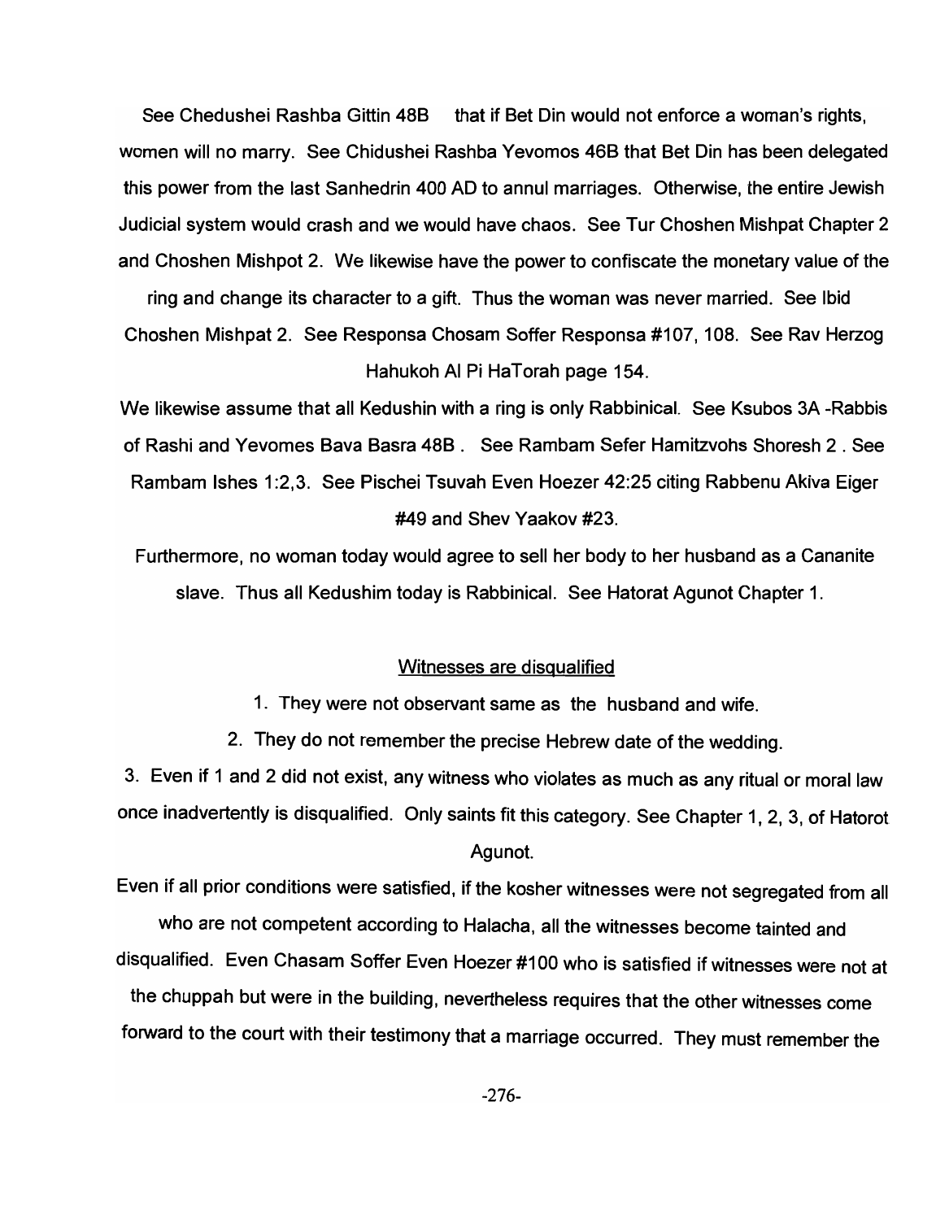See Chedushei Rashba Gittin 48B that if Bet Din would not enforce a woman's rights, women will no marry. See Chidushei Rashba Yevomos 46B that Bet Din has been delegated this power from the last Sanhedrin 400 AD to annul marriages. Otherwise, the entire Jewish Judicial system would crash and we would have chaos. See Tur Choshen Mishpat Chapter 2 and Choshen Mishpot 2. We likewise have the power to confiscate the monetary value of the ring and change its character to a gift. Thus the woman was never married. See Ibid Choshen Mishpat 2. See Responsa Chosam Soffer Responsa #107, 108. See Rav Herzog Hahukoh Al Pi HaTorah page 154.

We likewise assume that all Kedushin with a ring is only Rabbinical. See Ksubos 3A -Rabbis of Rashi and Yevomes Bava Basra 48B . See Rambam Sefer Hamitzvohs Shoresh 2 . See Rambam Ishes 1:2,3. See Pischei Tsuvah Even Hoezer 42:25 citing Rabbenu Akiva Eiger #49 and Shev Yaakov #23.

Furthermore, no woman today would agree to sell her body to her husband as a Cananite slave. Thus all Kedushim today is Rabbinical. See Hatorat Agunot Chapter 1.

## Witnesses are disqualified

1. They were not observant same as the husband and wife.
2. They do not remember the precise Hebrew date of the wedding.
3. Even if 1 and 2 did not exist, any witness who violates as much as any ritual or moral law once inadvertently is disqualified. Only saints fit this category. See Chapter 1, 2, 3, of Hatorot Agunot.

Even if all prior conditions were satisfied, if the kosher witnesses were not segregated from all who are not competent according to Halacha, all the witnesses become tainted and disqualified. Even Chasam Soffer Even Hoezer #100 who is satisfied if witnesses were not at the chuppah but were in the building, nevertheless requires that the other witnesses come forward to the court with their testimony that a marriage occurred. They must remember the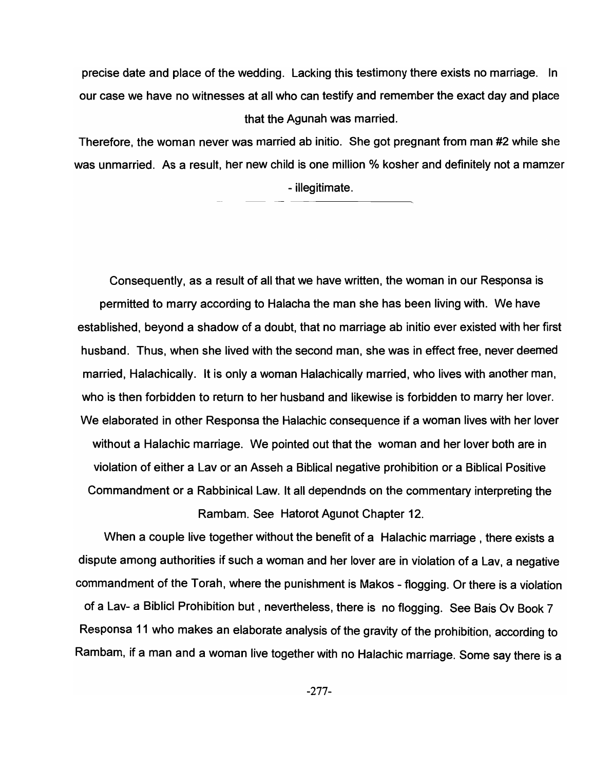precise date and place of the wedding. Lacking this testimony there exists no marriage. In our case we have no witnesses at all who can testify and remember the exact day and place that the Agunah was married.

Therefore, the woman never was married ab initio. She got pregnant from man #2 while she was unmarried. As a result, her new child is one million % kosher and definitely not a mamzer - illegitimate.

---

Consequently, as a result of all that we have written, the woman in our Responsa is permitted to marry according to Halacha the man she has been living with. We have established, beyond a shadow of a doubt, that no marriage ab initio ever existed with her first husband. Thus, when she lived with the second man, she was in effect free, never deemed married, Halachically. It is only a woman Halachically married, who lives with another man, who is then forbidden to return to her husband and likewise is forbidden to marry her lover. We elaborated in other Responsa the Halachic consequence if a woman lives with her lover without a Halachic marriage. We pointed out that the woman and her lover both are in violation of either a Lav or an Asseh a Biblical negative prohibition or a Biblical Positive Commandment or a Rabbinical Law. It all dependnds on the commentary interpreting the Rambam. See Hatorot Agunot Chapter 12.

When a couple live together without the benefit of a Halachic marriage , there exists a dispute among authorities if such a woman and her lover are in violation of a Lav, a negative commandment of the Torah, where the punishment is Makos - flogging. Or there is a violation of a Lav- a Biblicl Prohibition but , nevertheless, there is no flogging. See Bais Ov Book 7 Responsa 11 who makes an elaborate analysis of the gravity of the prohibition, according to Rambam, if a man and a woman live together with no Halachic marriage. Some say there is a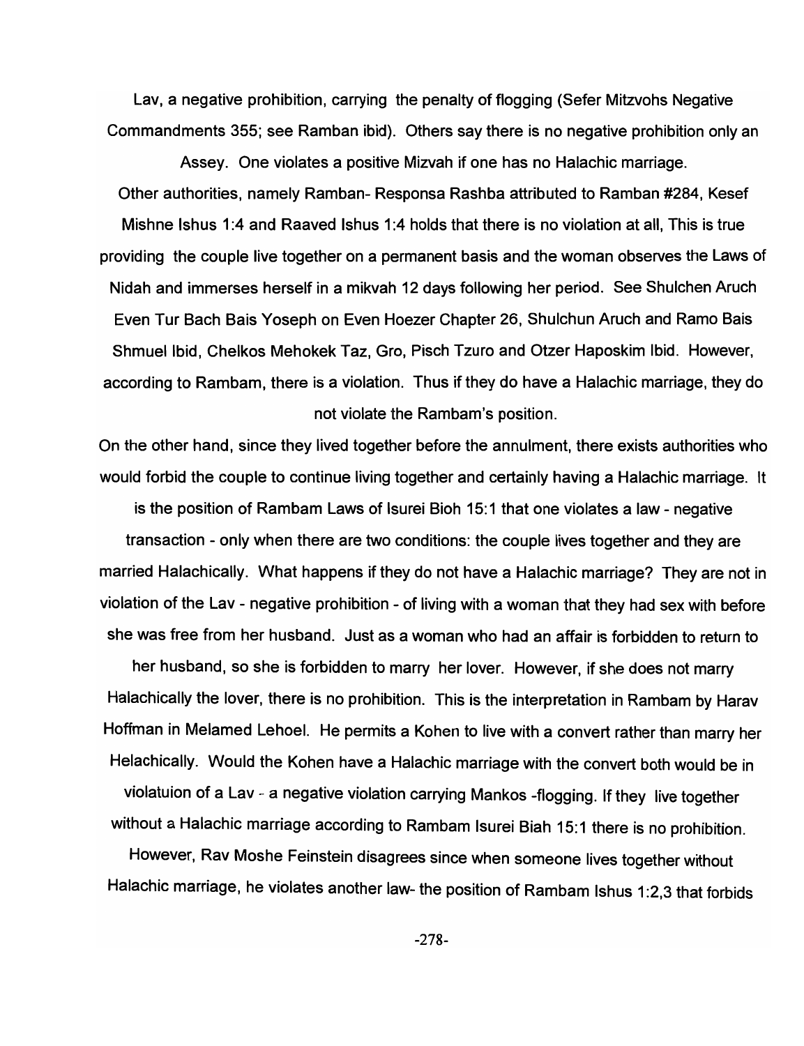Lav, a negative prohibition, carrying the penalty of flogging (Sefer Mitzvohs Negative Commandments 355; see Ramban ibid). Others say there is no negative prohibition only an Assey. One violates a positive Mizvah if one has no Halachic marriage.

Other authorities, namely Ramban- Responsa Rashba attributed to Ramban #284, Kesef Mishne Ishus 1:4 and Raaved Ishus 1:4 holds that there is no violation at all, This is true providing the couple live together on a permanent basis and the woman observes the Laws of Nidah and immerses herself in a mikvah 12 days following her period. See Shulchen Aruch Even Tur Bach Bais Yoseph on Even Hoezer Chapter 26, Shulchun Aruch and Ramo Bais Shmuel Ibid, Chelkos Mehokek Taz, Gro, Pisch Tzuro and Otzer Haposkim Ibid. However, according to Rambam, there is a violation. Thus if they do have a Halachic marriage, they do not violate the Rambam's position.

On the other hand, since they lived together before the annulment, there exists authorities who would forbid the couple to continue living together and certainly having a Halachic marriage. It is the position of Rambam Laws of Isurei Bioh 15:1 that one violates a law - negative transaction - only when there are two conditions: the couple lives together and they are married Halachically. What happens if they do not have a Halachic marriage? They are not in violation of the Lav - negative prohibition - of living with a woman that they had sex with before she was free from her husband. Just as a woman who had an affair is forbidden to return to her husband, so she is forbidden to marry her lover. However, if she does not marry Halachically the lover, there is no prohibition. This is the interpretation in Rambam by Harav Hoffman in Melamed Lehoel. He permits a Kohen to live with a convert rather than marry her Helachically. Would the Kohen have a Halachic marriage with the convert both would be in violatuion of a Lav - a negative violation carrying Mankos -flogging. If they live together without a Halachic marriage according to Rambam Isurei Biah 15:1 there is no prohibition. However, Rav Moshe Feinstein disagrees since when someone lives together without Halachic marriage, he violates another law- the position of Rambam Ishus 1:2,3 that forbids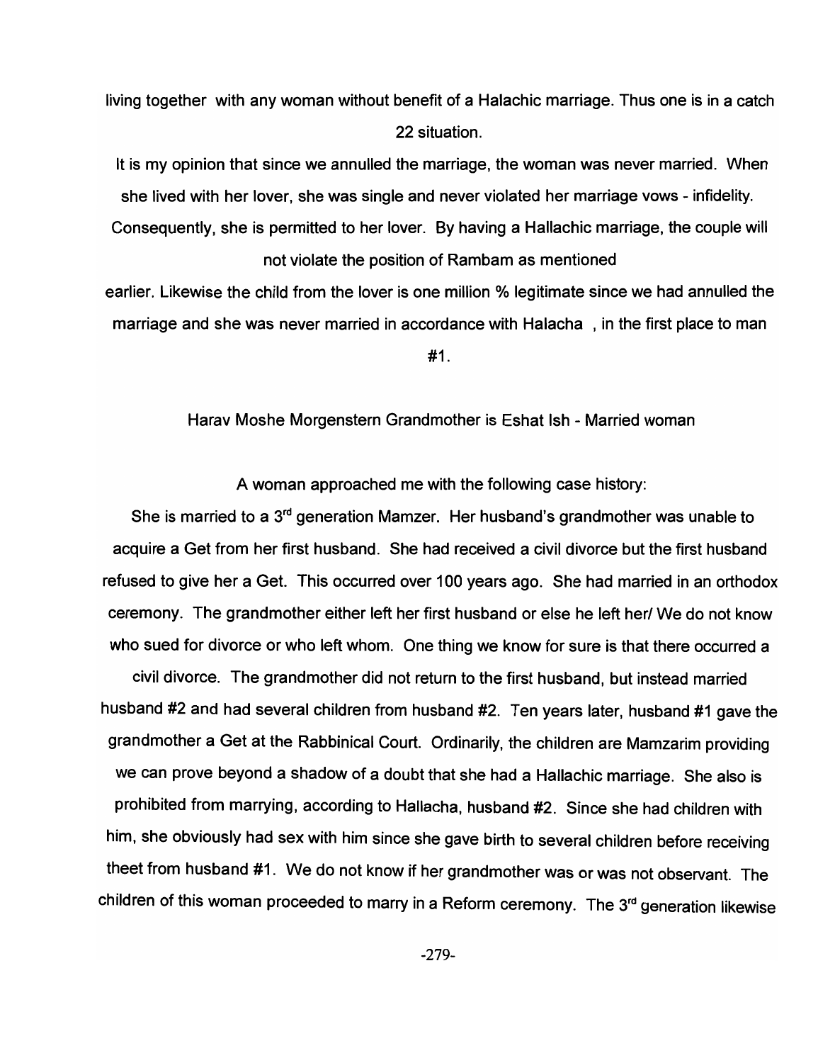living together with any woman without benefit of a Halachic marriage. Thus one is in a catch 22 situation.

It is my opinion that since we annulled the marriage, the woman was never married. When she lived with her lover, she was single and never violated her marriage vows - infidelity. Consequently, she is permitted to her lover. By having a Hallachic marriage, the couple will not violate the position of Rambam as mentioned earlier. Likewise the child from the lover is one million % legitimate since we had annulled the marriage and she was never married in accordance with Halacha , in the first place to man #1.

## Harav Moshe Morgenstern Grandmother is Eshat Ish - Married woman

A woman approached me with the following case history:

She is married to a 3rd generation Mamzer. Her husband's grandmother was unable to acquire a Get from her first husband. She had received a civil divorce but the first husband refused to give her a Get. This occurred over 100 years ago. She had married in an orthodox ceremony. The grandmother either left her first husband or else he left her/ We do not know who sued for divorce or who left whom. One thing we know for sure is that there occurred a civil divorce. The grandmother did not return to the first husband, but instead married husband #2 and had several children from husband #2. Ten years later, husband #1 gave the grandmother a Get at the Rabbinical Court. Ordinarily, the children are Mamzarim providing we can prove beyond a shadow of a doubt that she had a Hallachic marriage. She also is prohibited from marrying, according to Hallacha, husband #2. Since she had children with him, she obviously had sex with him since she gave birth to several children before receiving theet from husband #1. We do not know if her grandmother was or was not observant. The children of this woman proceeded to marry in a Reform ceremony. The 3rd generation likewise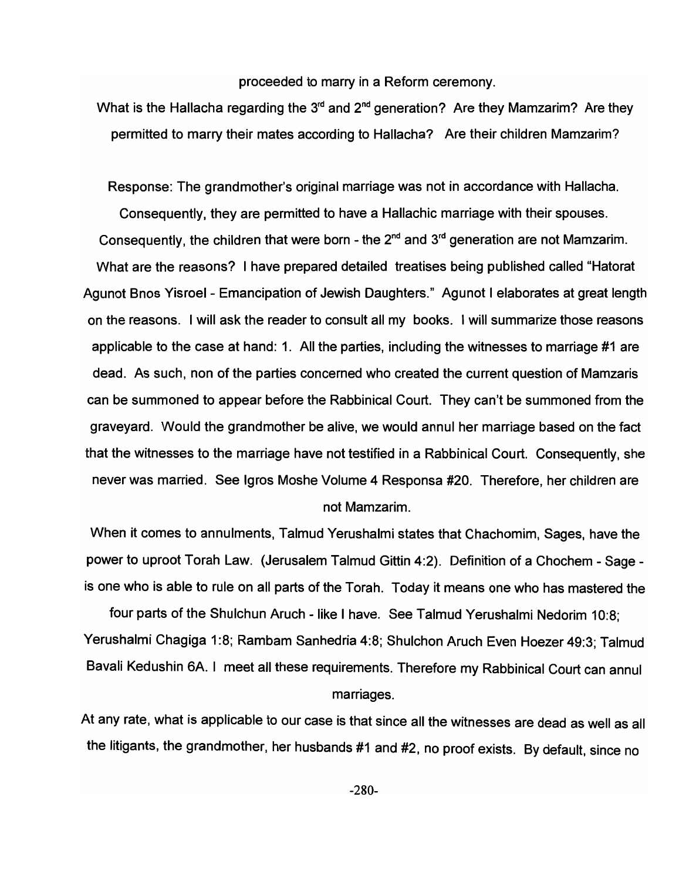proceeded to marry in a Reform ceremony.

What is the Hallacha regarding the 3rd and 2nd generation? Are they Mamzarim? Are they permitted to marry their mates according to Hallacha? Are their children Mamzarim?

Response: The grandmother's original marriage was not in accordance with Hallacha. Consequently, they are permitted to have a Hallachic marriage with their spouses. Consequently, the children that were born - the 2nd and 3rd generation are not Mamzarim. What are the reasons? I have prepared detailed treatises being published called "Hatorat Agunot Bnos Yisroel - Emancipation of Jewish Daughters." Agunot I elaborates at great length on the reasons. I will ask the reader to consult all my books. I will summarize those reasons applicable to the case at hand: 1. All the parties, including the witnesses to marriage #1 are dead. As such, non of the parties concerned who created the current question of Mamzaris can be summoned to appear before the Rabbinical Court. They can't be summoned from the graveyard. Would the grandmother be alive, we would annul her marriage based on the fact that the witnesses to the marriage have not testified in a Rabbinical Court. Consequently, she never was married. See Igros Moshe Volume 4 Responsa #20. Therefore, her children are not Mamzarim.

When it comes to annulments, Talmud Yerushalmi states that Chachomim, Sages, have the power to uproot Torah Law. (Jerusalem Talmud Gittin 4:2). Definition of a Chochem - Sage - is one who is able to rule on all parts of the Torah. Today it means one who has mastered the four parts of the Shulchun Aruch - like I have. See Talmud Yerushalmi Nedorim 10:8; Yerushalmi Chagiga 1:8; Rambam Sanhedria 4:8; Shulchon Aruch Even Hoezer 49:3; Talmud Bavali Kedushin 6A. I meet all these requirements. Therefore my Rabbinical Court can annul marriages.

At any rate, what is applicable to our case is that since all the witnesses are dead as well as all the litigants, the grandmother, her husbands #1 and #2, no proof exists. By default, since no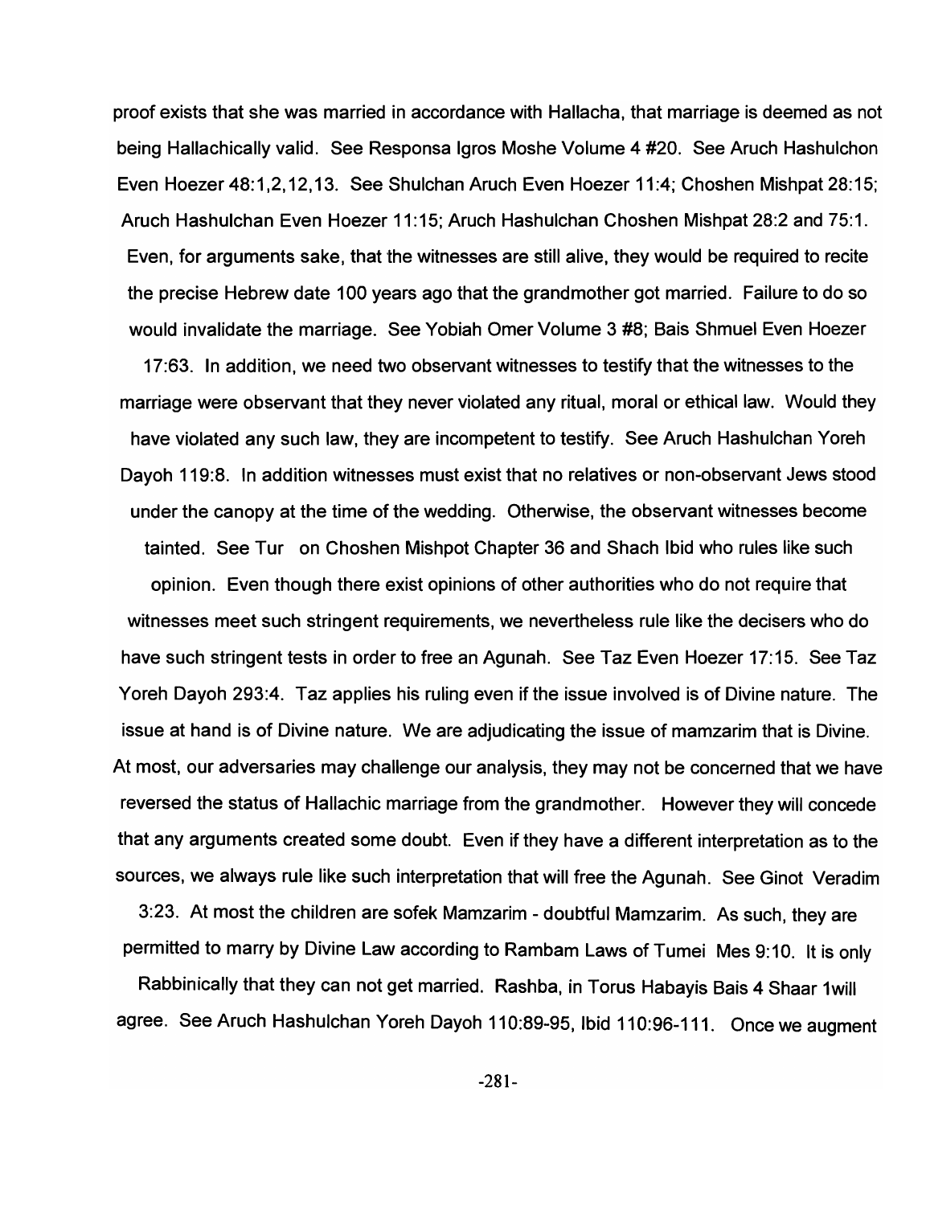proof exists that she was married in accordance with Hallacha, that marriage is deemed as not being Hallachically valid. See Responsa Igros Moshe Volume 4 #20. See Aruch Hashulchon Even Hoezer 48:1,2,12,13. See Shulchan Aruch Even Hoezer 11:4; Choshen Mishpat 28:15; Aruch Hashulchan Even Hoezer 11:15; Aruch Hashulchan Choshen Mishpat 28:2 and 75:1. Even, for arguments sake, that the witnesses are still alive, they would be required to recite the precise Hebrew date 100 years ago that the grandmother got married. Failure to do so would invalidate the marriage. See Yobiah Omer Volume 3 #8; Bais Shmuel Even Hoezer 17:63. In addition, we need two observant witnesses to testify that the witnesses to the marriage were observant that they never violated any ritual, moral or ethical law. Would they have violated any such law, they are incompetent to testify. See Aruch Hashulchan Yoreh Dayoh 119:8. In addition witnesses must exist that no relatives or non-observant Jews stood under the canopy at the time of the wedding. Otherwise, the observant witnesses become tainted. See Tur on Choshen Mishpot Chapter 36 and Shach Ibid who rules like such opinion. Even though there exist opinions of other authorities who do not require that witnesses meet such stringent requirements, we nevertheless rule like the decisers who do have such stringent tests in order to free an Agunah. See Taz Even Hoezer 17:15. See Taz Yoreh Dayoh 293:4. Taz applies his ruling even if the issue involved is of Divine nature. The issue at hand is of Divine nature. We are adjudicating the issue of mamzarim that is Divine. At most, our adversaries may challenge our analysis, they may not be concerned that we have reversed the status of Hallachic marriage from the grandmother. However they will concede that any arguments created some doubt. Even if they have a different interpretation as to the sources, we always rule like such interpretation that will free the Agunah. See Ginot Veradim 3:23. At most the children are sofek Mamzarim - doubtful Mamzarim. As such, they are permitted to marry by Divine Law according to Rambam Laws of Tumei Mes 9:10. It is only Rabbinically that they can not get married. Rashba, in Torus Habayis Bais 4 Shaar 1will agree. See Aruch Hashulchan Yoreh Dayoh 110:89-95, Ibid 110:96-111. Once we augment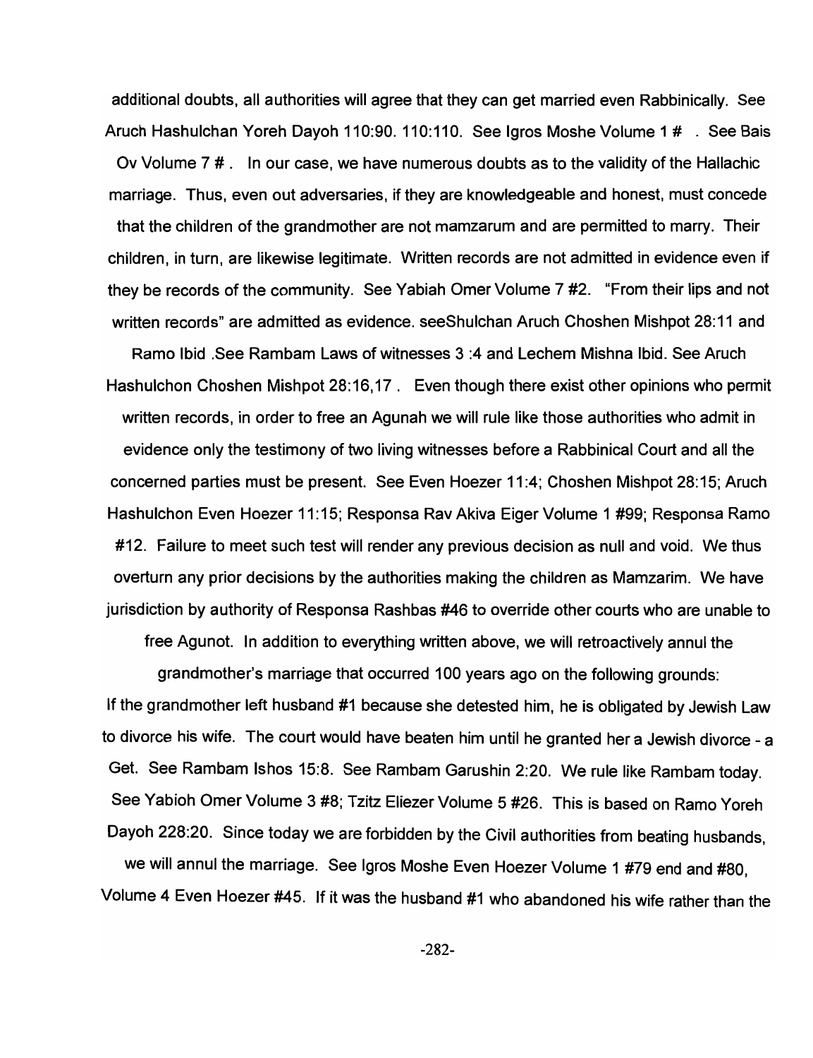additional doubts, all authorities will agree that they can get married even Rabbinically. See Aruch Hashulchan Yoreh Dayoh 110:90. 110:110. See Igros Moshe Volume 1 # . See Bais Ov Volume 7 # . In our case, we have numerous doubts as to the validity of the Hallachic marriage. Thus, even out adversaries, if they are knowledgeable and honest, must concede that the children of the grandmother are not mamzarum and are permitted to marry. Their children, in turn, are likewise legitimate. Written records are not admitted in evidence even if they be records of the community. See Yabiah Omer Volume 7 #2. "From their lips and not written records" are admitted as evidence. seeShulchan Aruch Choshen Mishpot 28:11 and Ramo Ibid .See Rambam Laws of witnesses 3 :4 and Lechem Mishna Ibid. See Aruch Hashulchon Choshen Mishpot 28:16,17 . Even though there exist other opinions who permit written records, in order to free an Agunah we will rule like those authorities who admit in evidence only the testimony of two living witnesses before a Rabbinical Court and all the concerned parties must be present. See Even Hoezer 11:4; Choshen Mishpot 28:15; Aruch Hashulchon Even Hoezer 11:15; Responsa Rav Akiva Eiger Volume 1 #99; Responsa Ramo #12. Failure to meet such test will render any previous decision as null and void. We thus overturn any prior decisions by the authorities making the children as Mamzarim. We have jurisdiction by authority of Responsa Rashbas #46 to override other courts who are unable to free Agunot. In addition to everything written above, we will retroactively annul the grandmother's marriage that occurred 100 years ago on the following grounds:

If the grandmother left husband #1 because she detested him, he is obligated by Jewish Law to divorce his wife. The court would have beaten him until he granted her a Jewish divorce - a Get. See Rambam Ishos 15:8. See Rambam Garushin 2:20. We rule like Rambam today. See Yabioh Omer Volume 3 #8; Tzitz Eliezer Volume 5 #26. This is based on Ramo Yoreh Dayoh 228:20. Since today we are forbidden by the Civil authorities from beating husbands, we will annul the marriage. See Igros Moshe Even Hoezer Volume 1 #79 end and #80, Volume 4 Even Hoezer #45. If it was the husband #1 who abandoned his wife rather than the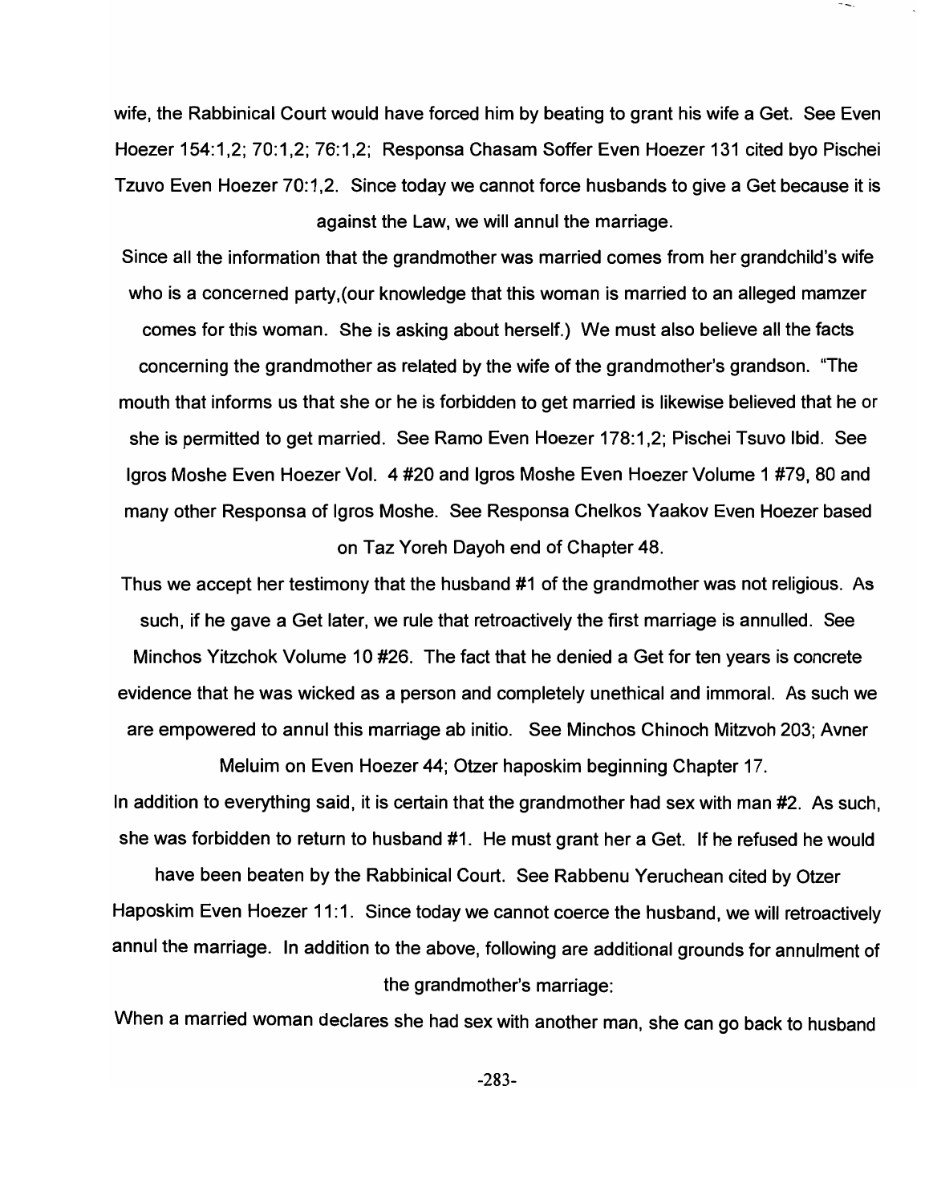wife, the Rabbinical Court would have forced him by beating to grant his wife a Get. See Even Hoezer 154:1,2; 70:1,2; 76:1,2; Responsa Chasam Soffer Even Hoezer 131 cited byo Pischei Tzuvo Even Hoezer 70:1,2. Since today we cannot force husbands to give a Get because it is against the Law, we will annul the marriage.

Since all the information that the grandmother was married comes from her grandchild's wife who is a concerned party,(our knowledge that this woman is married to an alleged mamzer comes for this woman. She is asking about herself.) We must also believe all the facts concerning the grandmother as related by the wife of the grandmother's grandson. "The mouth that informs us that she or he is forbidden to get married is likewise believed that he or she is permitted to get married. See Ramo Even Hoezer 178:1,2; Pischei Tsuvo Ibid. See Igros Moshe Even Hoezer Vol. 4 #20 and Igros Moshe Even Hoezer Volume 1 #79, 80 and many other Responsa of Igros Moshe. See Responsa Chelkos Yaakov Even Hoezer based on Taz Yoreh Dayoh end of Chapter 48.

Thus we accept her testimony that the husband #1 of the grandmother was not religious. As such, if he gave a Get later, we rule that retroactively the first marriage is annulled. See Minchos Yitzchok Volume 10 #26. The fact that he denied a Get for ten years is concrete evidence that he was wicked as a person and completely unethical and immoral. As such we are empowered to annul this marriage ab initio. See Minchos Chinoch Mitzvoh 203; Avner Meluim on Even Hoezer 44; Otzer haposkim beginning Chapter 17.

In addition to everything said, it is certain that the grandmother had sex with man #2. As such, she was forbidden to return to husband #1. He must grant her a Get. If he refused he would have been beaten by the Rabbinical Court. See Rabbenu Yeruchean cited by Otzer Haposkim Even Hoezer 11:1. Since today we cannot coerce the husband, we will retroactively annul the marriage. In addition to the above, following are additional grounds for annulment of the grandmother's marriage:

When a married woman declares she had sex with another man, she can go back to husband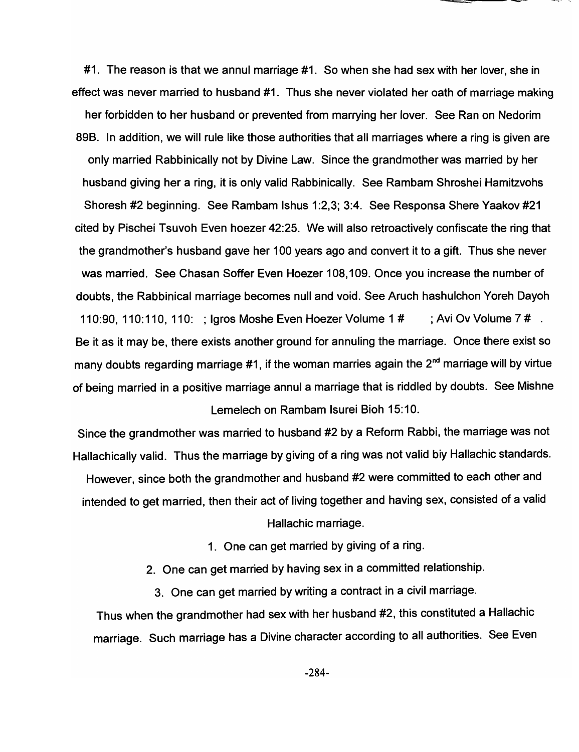#1. The reason is that we annul marriage #1. So when she had sex with her lover, she in effect was never married to husband #1. Thus she never violated her oath of marriage making her forbidden to her husband or prevented from marrying her lover. See Ran on Nedorim 89B. In addition, we will rule like those authorities that all marriages where a ring is given are only married Rabbinically not by Divine Law. Since the grandmother was married by her husband giving her a ring, it is only valid Rabbinically. See Rambam Shroshei Hamitzvohs Shoresh #2 beginning. See Rambam Ishus 1:2,3; 3:4. See Responsa Shere Yaakov #21 cited by Pischei Tsuvoh Even hoezer 42:25. We will also retroactively confiscate the ring that the grandmother's husband gave her 100 years ago and convert it to a gift. Thus she never was married. See Chasan Soffer Even Hoezer 108,109. Once you increase the number of doubts, the Rabbinical marriage becomes null and void. See Aruch hashulchon Yoreh Dayoh 110:90, 110:110, 110: ; Igros Moshe Even Hoezer Volume 1 # ; Avi Ov Volume 7 # . Be it as it may be, there exists another ground for annuling the marriage. Once there exist so many doubts regarding marriage #1, if the woman marries again the 2nd marriage will by virtue of being married in a positive marriage annul a marriage that is riddled by doubts. See Mishne Lemelech on Rambam Isurei Bioh 15:10.

Since the grandmother was married to husband #2 by a Reform Rabbi, the marriage was not Hallachically valid. Thus the marriage by giving of a ring was not valid biy Hallachic standards. However, since both the grandmother and husband #2 were committed to each other and intended to get married, then their act of living together and having sex, consisted of a valid Hallachic marriage.

1. One can get married by giving of a ring.
2. One can get married by having sex in a committed relationship.
3. One can get married by writing a contract in a civil marriage.

Thus when the grandmother had sex with her husband #2, this constituted a Hallachic marriage. Such marriage has a Divine character according to all authorities. See Even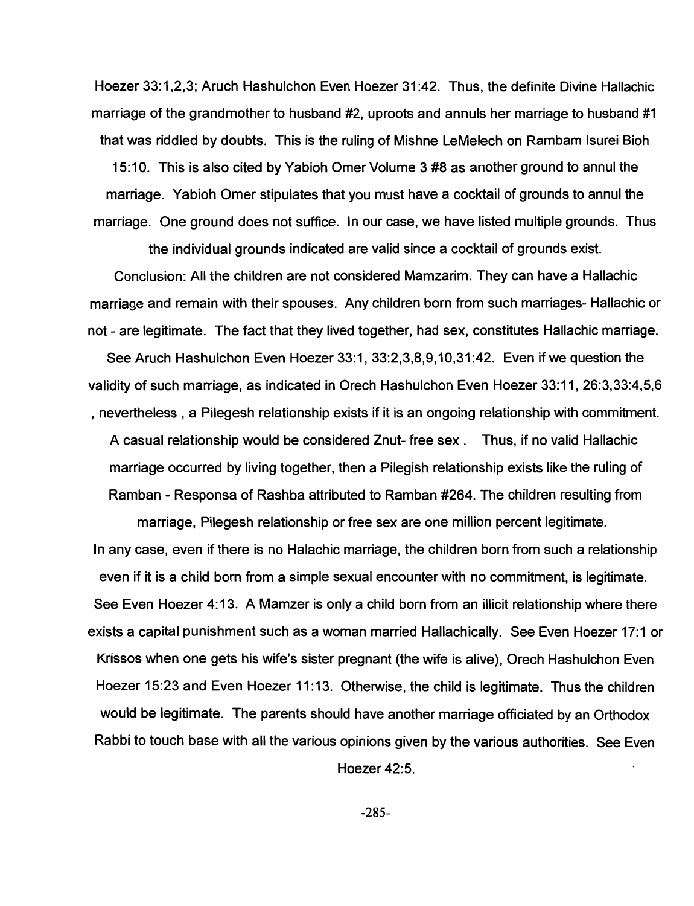Hoezer 33:1,2,3; Aruch Hashulchon Even Hoezer 31:42. Thus, the definite Divine Hallachic marriage of the grandmother to husband #2, uproots and annuls her marriage to husband #1 that was riddled by doubts. This is the ruling of Mishne LeMelech on Rambam Isurei Bioh 15:10. This is also cited by Yabioh Omer Volume 3 #8 as another ground to annul the marriage. Yabioh Omer stipulates that you must have a cocktail of grounds to annul the marriage. One ground does not suffice. In our case, we have listed multiple grounds. Thus the individual grounds indicated are valid since a cocktail of grounds exist.

Conclusion: All the children are not considered Mamzarim. They can have a Hallachic marriage and remain with their spouses. Any children born from such marriages- Hallachic or not - are legitimate. The fact that they lived together, had sex, constitutes Hallachic marriage. See Aruch Hashulchon Even Hoezer 33:1, 33:2,3,8,9,10,31:42. Even if we question the validity of such marriage, as indicated in Orech Hashulchon Even Hoezer 33:11, 26:3,33:4,5,6 , nevertheless , a Pilegesh relationship exists if it is an ongoing relationship with commitment. A casual relationship would be considered Znut- free sex . Thus, if no valid Hallachic marriage occurred by living together, then a Pilegish relationship exists like the ruling of Ramban - Responsa of Rashba attributed to Ramban #264. The children resulting from marriage, Pilegesh relationship or free sex are one million percent legitimate.

In any case, even if there is no Halachic marriage, the children born from such a relationship even if it is a child born from a simple sexual encounter with no commitment, is legitimate. See Even Hoezer 4:13. A Mamzer is only a child born from an illicit relationship where there exists a capital punishment such as a woman married Hallachically. See Even Hoezer 17:1 or Krissos when one gets his wife's sister pregnant (the wife is alive), Orech Hashulchon Even Hoezer 15:23 and Even Hoezer 11:13. Otherwise, the child is legitimate. Thus the children would be legitimate. The parents should have another marriage officiated by an Orthodox Rabbi to touch base with all the various opinions given by the various authorities. See Even Hoezer 42:5.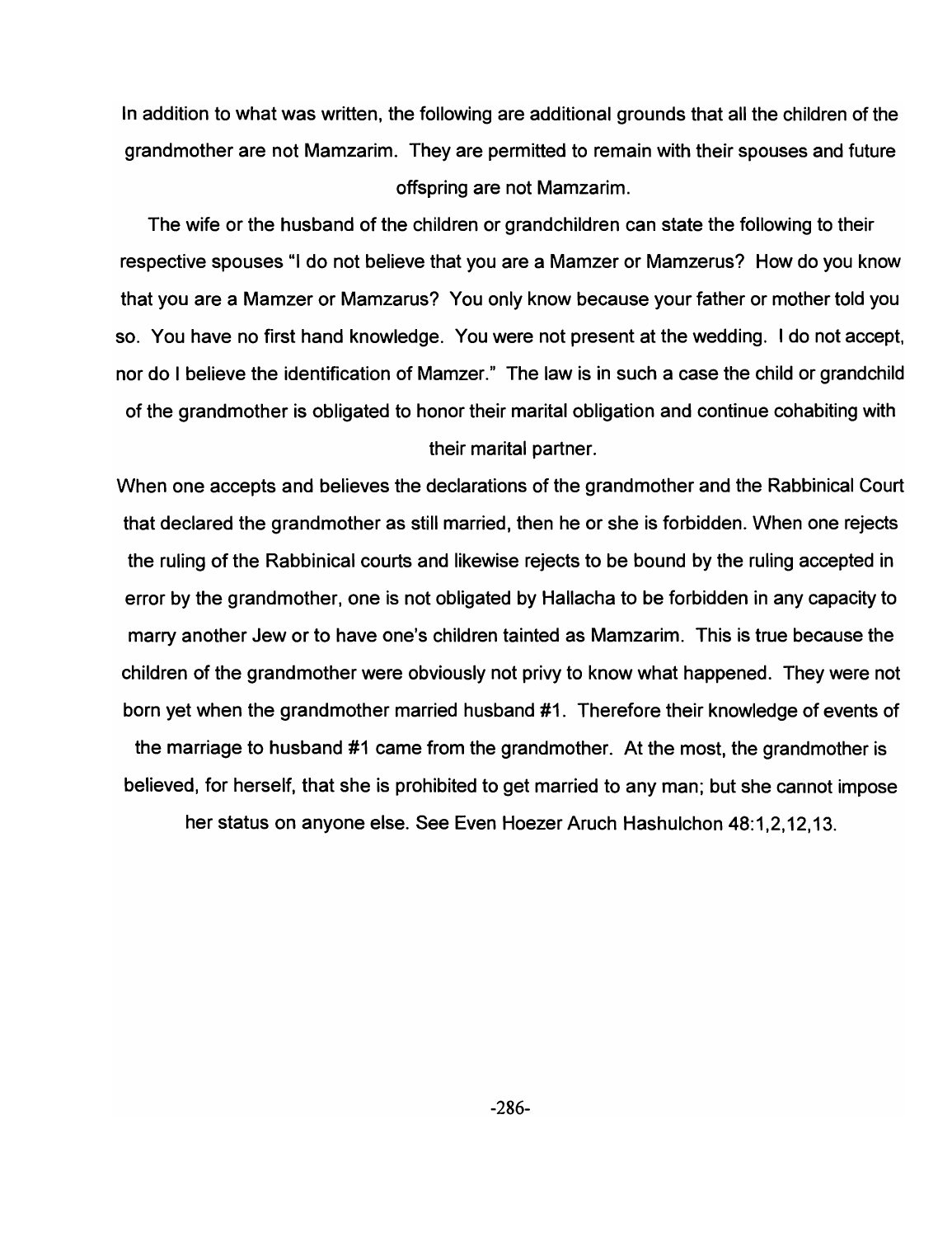In addition to what was written, the following are additional grounds that all the children of the grandmother are not Mamzarim. They are permitted to remain with their spouses and future offspring are not Mamzarim.

The wife or the husband of the children or grandchildren can state the following to their respective spouses "I do not believe that you are a Mamzer or Mamzerus? How do you know that you are a Mamzer or Mamzarus? You only know because your father or mother told you so. You have no first hand knowledge. You were not present at the wedding. I do not accept, nor do I believe the identification of Mamzer." The law is in such a case the child or grandchild of the grandmother is obligated to honor their marital obligation and continue cohabiting with their marital partner.

When one accepts and believes the declarations of the grandmother and the Rabbinical Court that declared the grandmother as still married, then he or she is forbidden. When one rejects the ruling of the Rabbinical courts and likewise rejects to be bound by the ruling accepted in error by the grandmother, one is not obligated by Hallacha to be forbidden in any capacity to marry another Jew or to have one's children tainted as Mamzarim. This is true because the children of the grandmother were obviously not privy to know what happened. They were not born yet when the grandmother married husband #1. Therefore their knowledge of events of the marriage to husband #1 came from the grandmother. At the most, the grandmother is believed, for herself, that she is prohibited to get married to any man; but she cannot impose her status on anyone else. See Even Hoezer Aruch Hashulchon 48:1,2,12,13.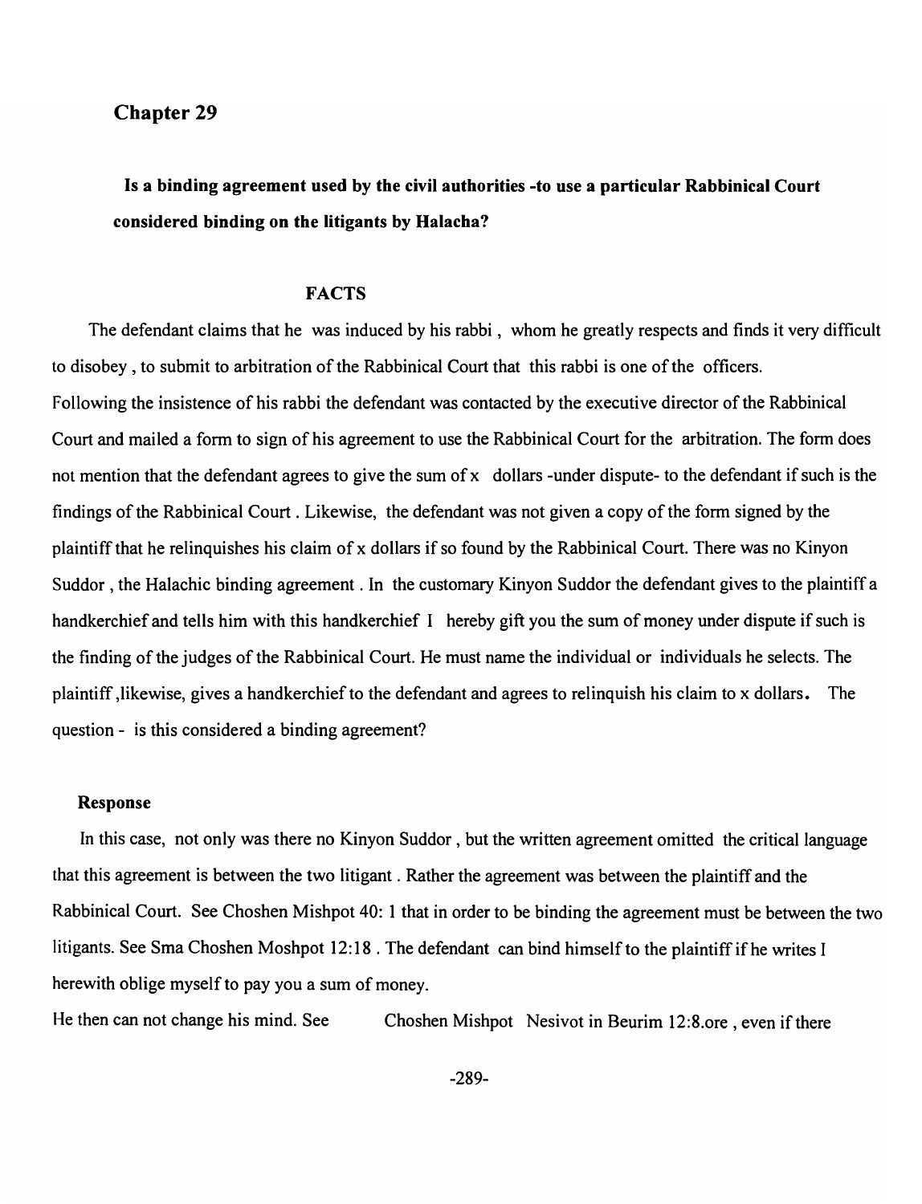## Chapter 29

**Is a binding agreement used by the civil authorities -to use a particular Rabbinical Court considered binding on the litigants by Halacha?**

### FACTS

The defendant claims that he was induced by his rabbi , whom he greatly respects and finds it very difficult to disobey , to submit to arbitration of the Rabbinical Court that this rabbi is one of the officers. Following the insistence of his rabbi the defendant was contacted by the executive director of the Rabbinical Court and mailed a form to sign of his agreement to use the Rabbinical Court for the arbitration. The form does not mention that the defendant agrees to give the sum of x dollars -under dispute- to the defendant if such is the findings of the Rabbinical Court . Likewise, the defendant was not given a copy of the form signed by the plaintiff that he relinquishes his claim of x dollars if so found by the Rabbinical Court. There was no Kinyon Suddor , the Halachic binding agreement . In the customary Kinyon Suddor the defendant gives to the plaintiff a handkerchief and tells him with this handkerchief I hereby gift you the sum of money under dispute if such is the finding of the judges of the Rabbinical Court. He must name the individual or individuals he selects. The plaintiff ,likewise, gives a handkerchief to the defendant and agrees to relinquish his claim to x dollars. The question - is this considered a binding agreement?

### Response

In this case, not only was there no Kinyon Suddor , but the written agreement omitted the critical language that this agreement is between the two litigant . Rather the agreement was between the plaintiff and the Rabbinical Court. See Choshen Mishpot 40: 1 that in order to be binding the agreement must be between the two litigants. See Sma Choshen Moshpot 12:18 . The defendant can bind himself to the plaintiff if he writes I herewith oblige myself to pay you a sum of money.

He then can not change his mind. See Choshen Mishpot Nesivot in Beurim 12:8.ore , even if there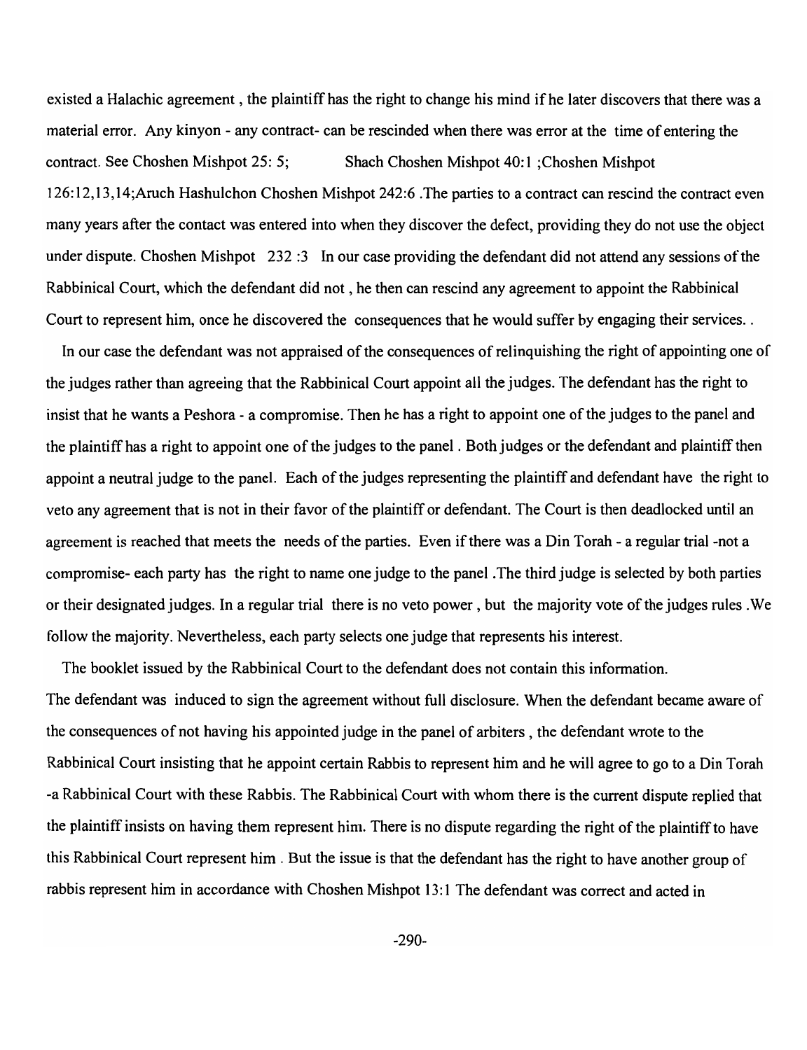existed a Halachic agreement , the plaintiff has the right to change his mind if he later discovers that there was a material error. Any kinyon - any contract- can be rescinded when there was error at the time of entering the contract. See Choshen Mishpot 25: 5; Shach Choshen Mishpot 40:1 ;Choshen Mishpot 126:12,13,14;Aruch Hashulchon Choshen Mishpot 242:6 .The parties to a contract can rescind the contract even many years after the contact was entered into when they discover the defect, providing they do not use the object under dispute. Choshen Mishpot 232 :3 In our case providing the defendant did not attend any sessions of the Rabbinical Court, which the defendant did not , he then can rescind any agreement to appoint the Rabbinical Court to represent him, once he discovered the consequences that he would suffer by engaging their services. .

In our case the defendant was not appraised of the consequences of relinquishing the right of appointing one of the judges rather than agreeing that the Rabbinical Court appoint all the judges. The defendant has the right to insist that he wants a Peshora - a compromise. Then he has a right to appoint one of the judges to the panel and the plaintiff has a right to appoint one of the judges to the panel . Both judges or the defendant and plaintiff then appoint a neutral judge to the panel. Each of the judges representing the plaintiff and defendant have the right to veto any agreement that is not in their favor of the plaintiff or defendant. The Court is then deadlocked until an agreement is reached that meets the needs of the parties. Even if there was a Din Torah - a regular trial -not a compromise- each party has the right to name one judge to the panel .The third judge is selected by both parties or their designated judges. In a regular trial there is no veto power , but the majority vote of the judges rules .We follow the majority. Nevertheless, each party selects one judge that represents his interest.

The booklet issued by the Rabbinical Court to the defendant does not contain this information.
The defendant was induced to sign the agreement without full disclosure. When the defendant became aware of the consequences of not having his appointed judge in the panel of arbiters , the defendant wrote to the Rabbinical Court insisting that he appoint certain Rabbis to represent him and he will agree to go to a Din Torah -a Rabbinical Court with these Rabbis. The Rabbinical Court with whom there is the current dispute replied that the plaintiff insists on having them represent him. There is no dispute regarding the right of the plaintiff to have this Rabbinical Court represent him . But the issue is that the defendant has the right to have another group of rabbis represent him in accordance with Choshen Mishpot 13:1 The defendant was correct and acted in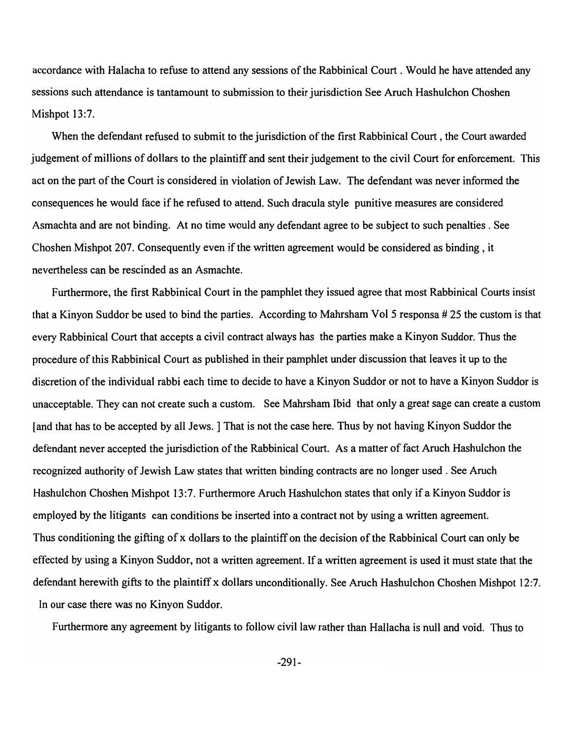accordance with Halacha to refuse to attend any sessions of the Rabbinical Court . Would he have attended any sessions such attendance is tantamount to submission to their jurisdiction See Aruch Hashulchon Choshen Mishpot 13:7.

When the defendant refused to submit to the jurisdiction of the first Rabbinical Court , the Court awarded judgement of millions of dollars to the plaintiff and sent their judgement to the civil Court for enforcement. This act on the part of the Court is considered in violation of Jewish Law. The defendant was never informed the consequences he would face if he refused to attend. Such dracula style punitive measures are considered Asmachta and are not binding. At no time would any defendant agree to be subject to such penalties . See Choshen Mishpot 207. Consequently even if the written agreement would be considered as binding , it nevertheless can be rescinded as an Asmachte.

Furthermore, the first Rabbinical Court in the pamphlet they issued agree that most Rabbinical Courts insist that a Kinyon Suddor be used to bind the parties. According to Mahrsham Vol 5 responsa # 25 the custom is that every Rabbinical Court that accepts a civil contract always has the parties make a Kinyon Suddor. Thus the procedure of this Rabbinical Court as published in their pamphlet under discussion that leaves it up to the discretion of the individual rabbi each time to decide to have a Kinyon Suddor or not to have a Kinyon Suddor is unacceptable. They can not create such a custom. See Mahrsham Ibid that only a great sage can create a custom [and that has to be accepted by all Jews. ] That is not the case here. Thus by not having Kinyon Suddor the defendant never accepted the jurisdiction of the Rabbinical Court. As a matter of fact Aruch Hashulchon the recognized authority of Jewish Law states that written binding contracts are no longer used . See Aruch Hashulchon Choshen Mishpot 13:7. Furthermore Aruch Hashulchon states that only if a Kinyon Suddor is employed by the litigants can conditions be inserted into a contract not by using a written agreement. Thus conditioning the gifting of x dollars to the plaintiff on the decision of the Rabbinical Court can only be effected by using a Kinyon Suddor, not a written agreement. If a written agreement is used it must state that the defendant herewith gifts to the plaintiff x dollars unconditionally. See Aruch Hashulchon Choshen Mishpot 12:7. In our case there was no Kinyon Suddor.

Furthermore any agreement by litigants to follow civil law rather than Hallacha is null and void. Thus to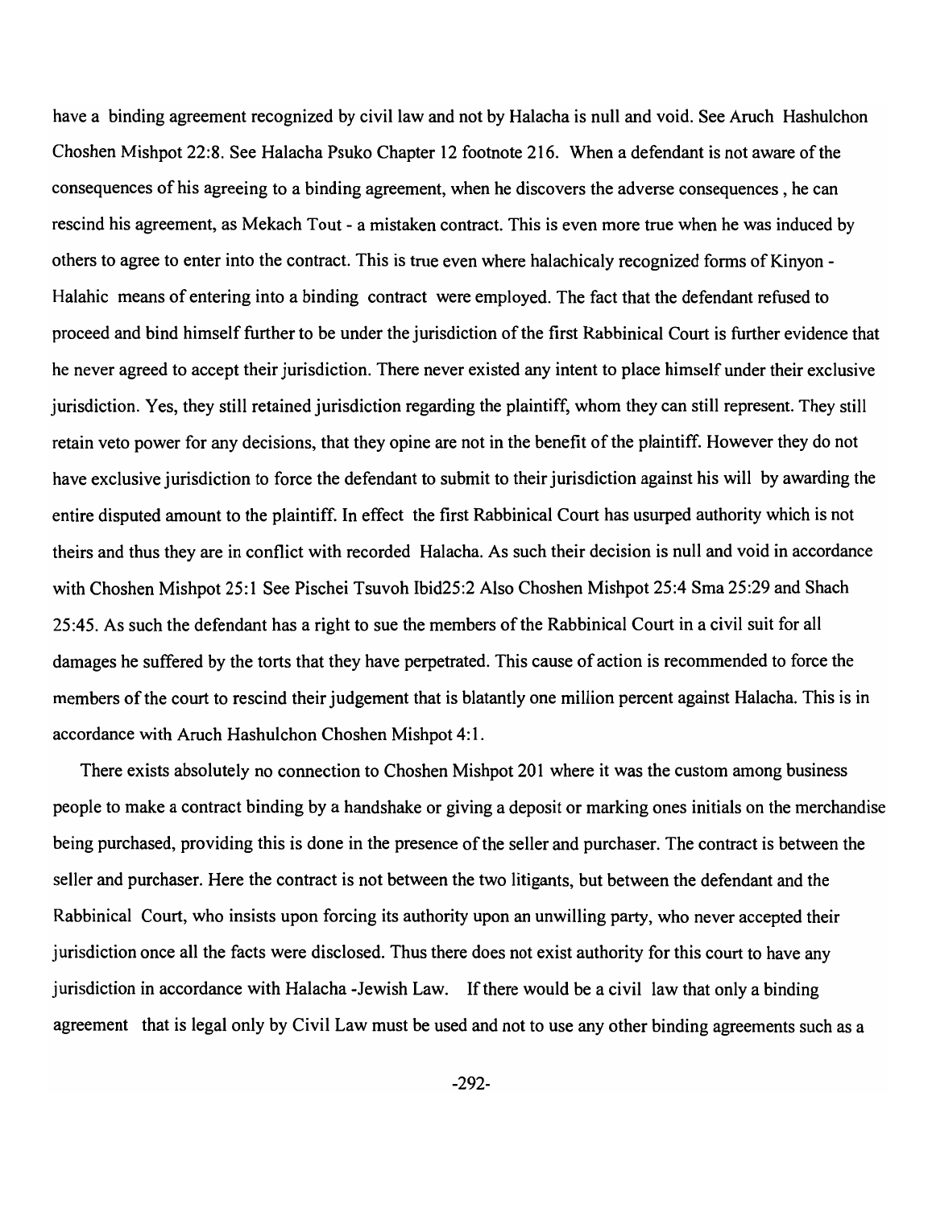have a binding agreement recognized by civil law and not by Halacha is null and void. See Aruch Hashulchon Choshen Mishpot 22:8. See Halacha Psuko Chapter 12 footnote 216. When a defendant is not aware of the consequences of his agreeing to a binding agreement, when he discovers the adverse consequences , he can rescind his agreement, as Mekach Tout - a mistaken contract. This is even more true when he was induced by others to agree to enter into the contract. This is true even where halachicaly recognized forms of Kinyon - Halahic means of entering into a binding contract were employed. The fact that the defendant refused to proceed and bind himself further to be under the jurisdiction of the first Rabbinical Court is further evidence that he never agreed to accept their jurisdiction. There never existed any intent to place himself under their exclusive jurisdiction. Yes, they still retained jurisdiction regarding the plaintiff, whom they can still represent. They still retain veto power for any decisions, that they opine are not in the benefit of the plaintiff. However they do not have exclusive jurisdiction to force the defendant to submit to their jurisdiction against his will by awarding the entire disputed amount to the plaintiff. In effect the first Rabbinical Court has usurped authority which is not theirs and thus they are in conflict with recorded Halacha. As such their decision is null and void in accordance with Choshen Mishpot 25:1 See Pischei Tsuvoh Ibid25:2 Also Choshen Mishpot 25:4 Sma 25:29 and Shach 25:45. As such the defendant has a right to sue the members of the Rabbinical Court in a civil suit for all damages he suffered by the torts that they have perpetrated. This cause of action is recommended to force the members of the court to rescind their judgement that is blatantly one million percent against Halacha. This is in accordance with Aruch Hashulchon Choshen Mishpot 4:1.

There exists absolutely no connection to Choshen Mishpot 201 where it was the custom among business people to make a contract binding by a handshake or giving a deposit or marking ones initials on the merchandise being purchased, providing this is done in the presence of the seller and purchaser. The contract is between the seller and purchaser. Here the contract is not between the two litigants, but between the defendant and the Rabbinical Court, who insists upon forcing its authority upon an unwilling party, who never accepted their jurisdiction once all the facts were disclosed. Thus there does not exist authority for this court to have any jurisdiction in accordance with Halacha -Jewish Law. If there would be a civil law that only a binding agreement that is legal only by Civil Law must be used and not to use any other binding agreements such as a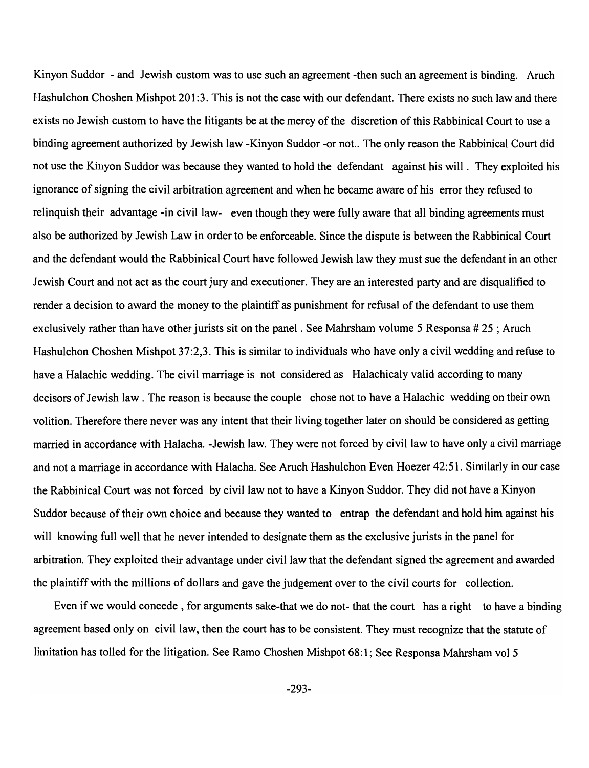Kinyon Suddor - and Jewish custom was to use such an agreement -then such an agreement is binding. Aruch Hashulchon Choshen Mishpot 201:3. This is not the case with our defendant. There exists no such law and there exists no Jewish custom to have the litigants be at the mercy of the discretion of this Rabbinical Court to use a binding agreement authorized by Jewish law -Kinyon Suddor -or not.. The only reason the Rabbinical Court did not use the Kinyon Suddor was because they wanted to hold the defendant against his will . They exploited his ignorance of signing the civil arbitration agreement and when he became aware of his error they refused to relinquish their advantage -in civil law- even though they were fully aware that all binding agreements must also be authorized by Jewish Law in order to be enforceable. Since the dispute is between the Rabbinical Court and the defendant would the Rabbinical Court have followed Jewish law they must sue the defendant in an other Jewish Court and not act as the court jury and executioner. They are an interested party and are disqualified to render a decision to award the money to the plaintiff as punishment for refusal of the defendant to use them exclusively rather than have other jurists sit on the panel . See Mahrsham volume 5 Responsa # 25 ; Aruch Hashulchon Choshen Mishpot 37:2,3. This is similar to individuals who have only a civil wedding and refuse to have a Halachic wedding. The civil marriage is not considered as Halachicaly valid according to many decisors of Jewish law . The reason is because the couple chose not to have a Halachic wedding on their own volition. Therefore there never was any intent that their living together later on should be considered as getting married in accordance with Halacha. -Jewish law. They were not forced by civil law to have only a civil marriage and not a marriage in accordance with Halacha. See Aruch Hashulchon Even Hoezer 42:51. Similarly in our case the Rabbinical Court was not forced by civil law not to have a Kinyon Suddor. They did not have a Kinyon Suddor because of their own choice and because they wanted to entrap the defendant and hold him against his will knowing full well that he never intended to designate them as the exclusive jurists in the panel for arbitration. They exploited their advantage under civil law that the defendant signed the agreement and awarded the plaintiff with the millions of dollars and gave the judgement over to the civil courts for collection.

Even if we would concede , for arguments sake-that we do not- that the court has a right to have a binding agreement based only on civil law, then the court has to be consistent. They must recognize that the statute of limitation has tolled for the litigation. See Ramo Choshen Mishpot 68:1; See Responsa Mahrsham vol 5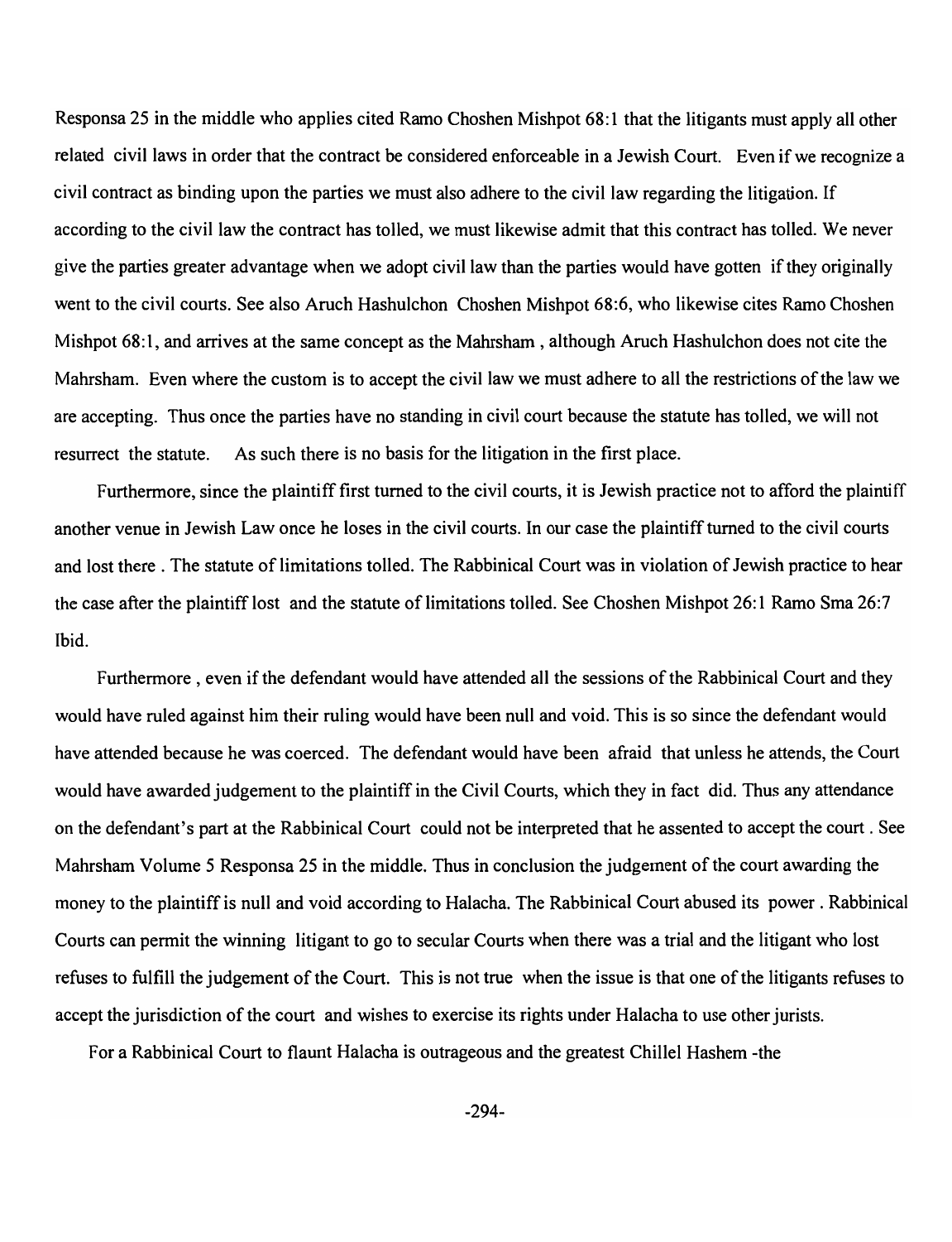Responsa 25 in the middle who applies cited Ramo Choshen Mishpot 68:1 that the litigants must apply all other related civil laws in order that the contract be considered enforceable in a Jewish Court. Even if we recognize a civil contract as binding upon the parties we must also adhere to the civil law regarding the litigation. If according to the civil law the contract has tolled, we must likewise admit that this contract has tolled. We never give the parties greater advantage when we adopt civil law than the parties would have gotten if they originally went to the civil courts. See also Aruch Hashulchon Choshen Mishpot 68:6, who likewise cites Ramo Choshen Mishpot 68:1, and arrives at the same concept as the Mahrsham , although Aruch Hashulchon does not cite the Mahrsham. Even where the custom is to accept the civil law we must adhere to all the restrictions of the law we are accepting. Thus once the parties have no standing in civil court because the statute has tolled, we will not resurrect the statute. As such there is no basis for the litigation in the first place.

Furthermore, since the plaintiff first turned to the civil courts, it is Jewish practice not to afford the plaintiff another venue in Jewish Law once he loses in the civil courts. In our case the plaintiff turned to the civil courts and lost there . The statute of limitations tolled. The Rabbinical Court was in violation of Jewish practice to hear the case after the plaintiff lost and the statute of limitations tolled. See Choshen Mishpot 26:1 Ramo Sma 26:7 Ibid.

Furthermore , even if the defendant would have attended all the sessions of the Rabbinical Court and they would have ruled against him their ruling would have been null and void. This is so since the defendant would have attended because he was coerced. The defendant would have been afraid that unless he attends, the Court would have awarded judgement to the plaintiff in the Civil Courts, which they in fact did. Thus any attendance on the defendant's part at the Rabbinical Court could not be interpreted that he assented to accept the court . See Mahrsham Volume 5 Responsa 25 in the middle. Thus in conclusion the judgement of the court awarding the money to the plaintiff is null and void according to Halacha. The Rabbinical Court abused its power . Rabbinical Courts can permit the winning litigant to go to secular Courts when there was a trial and the litigant who lost refuses to fulfill the judgement of the Court. This is not true when the issue is that one of the litigants refuses to accept the jurisdiction of the court and wishes to exercise its rights under Halacha to use other jurists.

For a Rabbinical Court to flaunt Halacha is outrageous and the greatest Chillel Hashem -the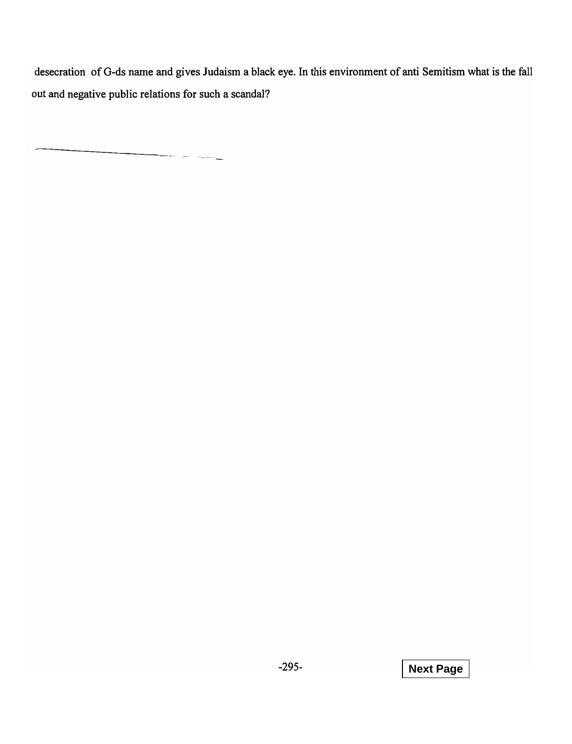desecration of G-ds name and gives Judaism a black eye. In this environment of anti Semitism what is the fall out and negative public relations for such a scandal?

---

Next Page